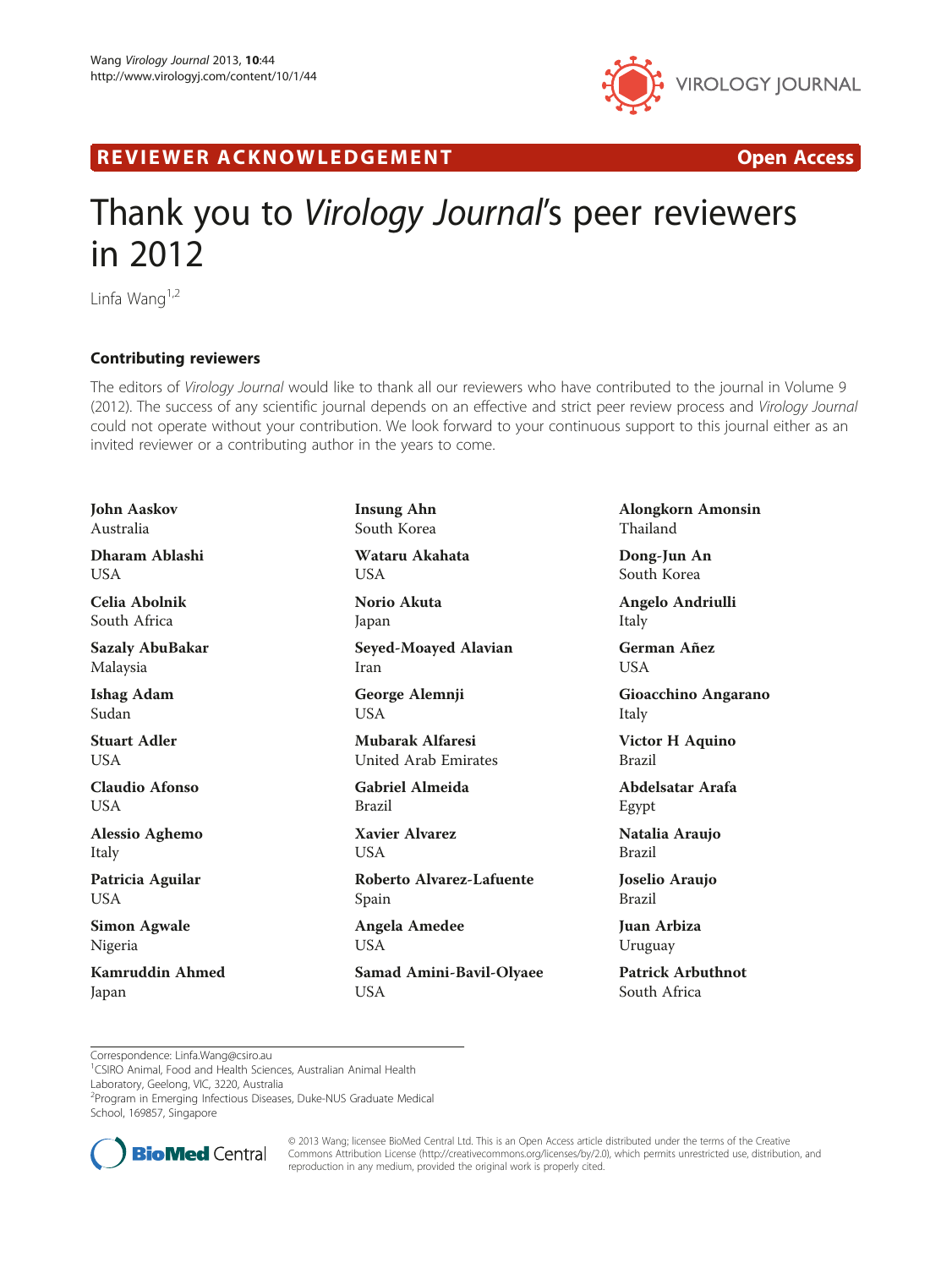REVIEWER ACKNOWLEDGEMENT — Open Access

# Thank you to *Virology Journal*'s peer reviewers in 2012

Linfa Wang[1,2]

## Contributing reviewers

The editors of *Virology Journal* would like to thank all our reviewers who have contributed to the journal in Volume 9 (2012). The success of any scientific journal depends on an effective and strict peer review process and *Virology Journal* could not operate without your contribution. We look forward to your continuous support to this journal either as an invited reviewer or a contributing author in the years to come.

**John Aaskov**
Australia

**Dharam Ablashi**
USA

**Celia Abolnik**
South Africa

**Sazaly AbuBakar**
Malaysia

**Ishag Adam**
Sudan

**Stuart Adler**
USA

**Claudio Afonso**
USA

**Alessio Aghemo**
Italy

**Patricia Aguilar**
USA

**Simon Agwale**
Nigeria

**Kamruddin Ahmed**
Japan

**Insung Ahn**
South Korea

**Wataru Akahata**
USA

**Norio Akuta**
Japan

**Seyed-Moayed Alavian**
Iran

**George Alemnji**
USA

**Mubarak Alfaresi**
United Arab Emirates

**Gabriel Almeida**
Brazil

**Xavier Alvarez**
USA

**Roberto Alvarez-Lafuente**
Spain

**Angela Amedee**
USA

**Samad Amini-Bavil-Olyaee**
USA

**Alongkorn Amonsin**
Thailand

**Dong-Jun An**
South Korea

**Angelo Andriulli**
Italy

**German Añez**
USA

**Gioacchino Angarano**
Italy

**Victor H Aquino**
Brazil

**Abdelsatar Arafa**
Egypt

**Natalia Araujo**
Brazil

**Joselio Araujo**
Brazil

**Juan Arbiza**
Uruguay

**Patrick Arbuthnot**
South Africa

Correspondence: Linfa.Wang@csiro.au
[1]CSIRO Animal, Food and Health Sciences, Australian Animal Health Laboratory, Geelong, VIC, 3220, Australia
[2]Program in Emerging Infectious Diseases, Duke-NUS Graduate Medical School, 169857, Singapore

© 2013 Wang; licensee BioMed Central Ltd. This is an Open Access article distributed under the terms of the Creative Commons Attribution License (http://creativecommons.org/licenses/by/2.0), which permits unrestricted use, distribution, and reproduction in any medium, provided the original work is properly cited.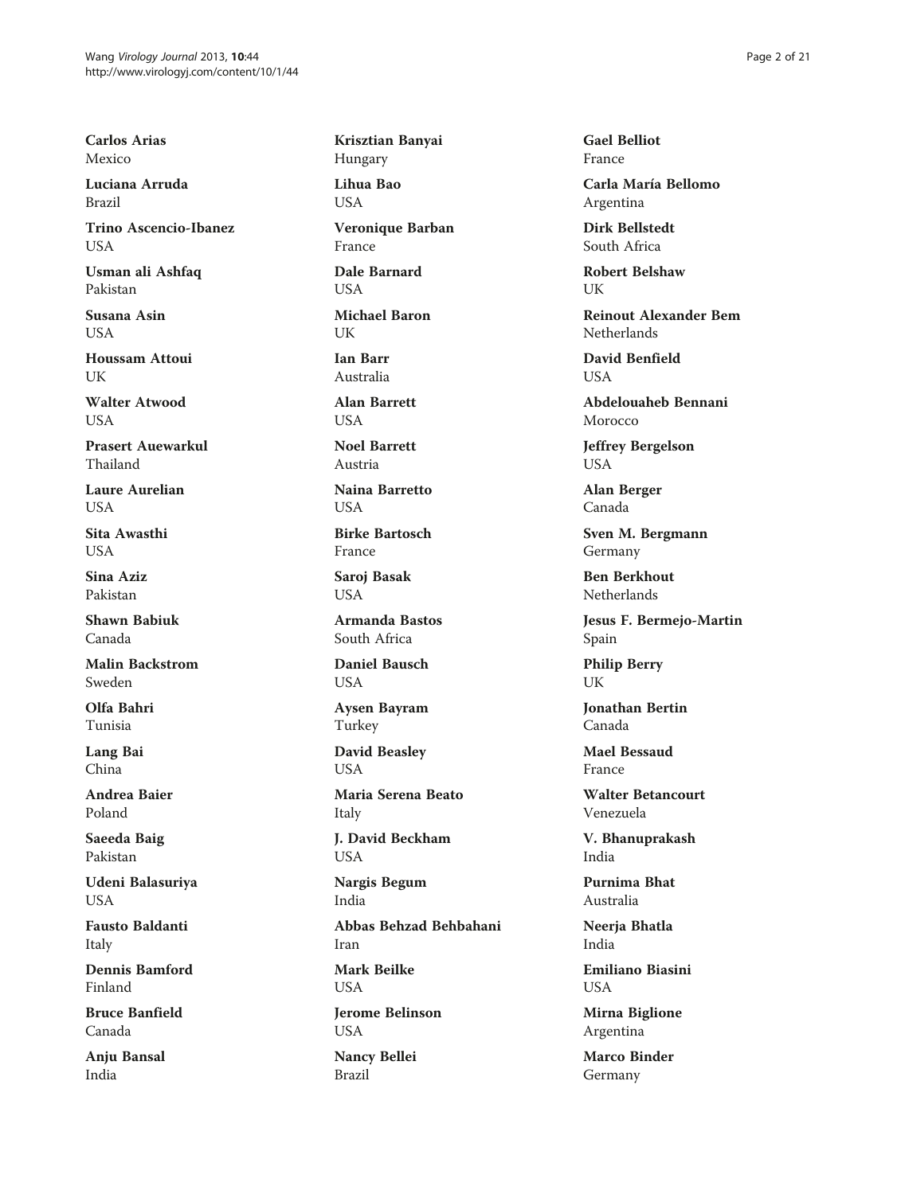**Carlos Arias**
Mexico

**Luciana Arruda**
Brazil

**Trino Ascencio-Ibanez**
USA

**Usman ali Ashfaq**
Pakistan

**Susana Asin**
USA

**Houssam Attoui**
UK

**Walter Atwood**
USA

**Prasert Auewarakul**
Thailand

**Laure Aurelian**
USA

**Sita Awasthi**
USA

**Sina Aziz**
Pakistan

**Shawn Babiuk**
Canada

**Malin Backstrom**
Sweden

**Olfa Bahri**
Tunisia

**Lang Bai**
China

**Andrea Baier**
Poland

**Saeeda Baig**
Pakistan

**Udeni Balasuriya**
USA

**Fausto Baldanti**
Italy

**Dennis Bamford**
Finland

**Bruce Banfield**
Canada

**Anju Bansal**
India

**Krisztian Banyai**
Hungary

**Lihua Bao**
USA

**Veronique Barban**
France

**Dale Barnard**
USA

**Michael Baron**
UK

**Ian Barr**
Australia

**Alan Barrett**
USA

**Noel Barrett**
Austria

**Naina Barretto**
USA

**Birke Bartosch**
France

**Saroj Basak**
USA

**Armanda Bastos**
South Africa

**Daniel Bausch**
USA

**Aysen Bayram**
Turkey

**David Beasley**
USA

**Maria Serena Beato**
Italy

**J. David Beckham**
USA

**Nargis Begum**
India

**Abbas Behzad Behbahani**
Iran

**Mark Beilke**
USA

**Jerome Belinson**
USA

**Nancy Bellei**
Brazil

**Gael Belliot**
France

**Carla María Bellomo**
Argentina

**Dirk Bellstedt**
South Africa

**Robert Belshaw**
UK

**Reinout Alexander Bem**
Netherlands

**David Benfield**
USA

**Abdelouaheb Bennani**
Morocco

**Jeffrey Bergelson**
USA

**Alan Berger**
Canada

**Sven M. Bergmann**
Germany

**Ben Berkhout**
Netherlands

**Jesus F. Bermejo-Martin**
Spain

**Philip Berry**
UK

**Jonathan Bertin**
Canada

**Mael Bessaud**
France

**Walter Betancourt**
Venezuela

**V. Bhanuprakash**
India

**Purnima Bhat**
Australia

**Neerja Bhatla**
India

**Emiliano Biasini**
USA

**Mirna Biglione**
Argentina

**Marco Binder**
Germany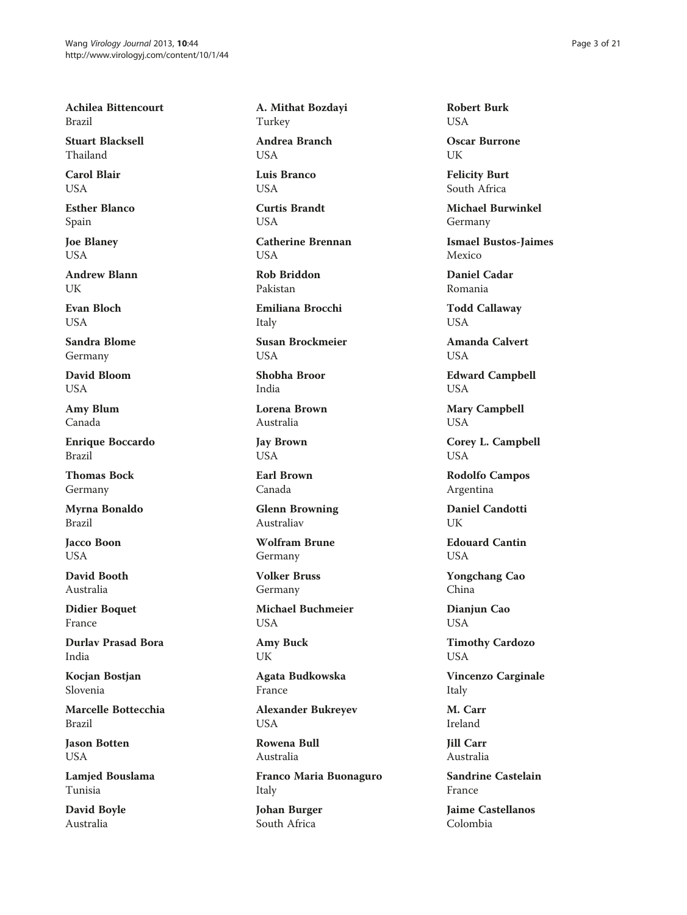**Achilea Bittencourt**
Brazil

**Stuart Blacksell**
Thailand

**Carol Blair**
USA

**Esther Blanco**
Spain

**Joe Blaney**
USA

**Andrew Blann**
UK

**Evan Bloch**
USA

**Sandra Blome**
Germany

**David Bloom**
USA

**Amy Blum**
Canada

**Enrique Boccardo**
Brazil

**Thomas Bock**
Germany

**Myrna Bonaldo**
Brazil

**Jacco Boon**
USA

**David Booth**
Australia

**Didier Boquet**
France

**Durlav Prasad Bora**
India

**Kocjan Bostjan**
Slovenia

**Marcelle Bottecchia**
Brazil

**Jason Botten**
USA

**Lamjed Bouslama**
Tunisia

**David Boyle**
Australia

**A. Mithat Bozdayi**
Turkey

**Andrea Branch**
USA

**Luis Branco**
USA

**Curtis Brandt**
USA

**Catherine Brennan**
USA

**Rob Briddon**
Pakistan

**Emiliana Brocchi**
Italy

**Susan Brockmeier**
USA

**Shobha Broor**
India

**Lorena Brown**
Australia

**Jay Brown**
USA

**Earl Brown**
Canada

**Glenn Browning**
Australiav

**Wolfram Brune**
Germany

**Volker Bruss**
Germany

**Michael Buchmeier**
USA

**Amy Buck**
UK

**Agata Budkowska**
France

**Alexander Bukreyev**
USA

**Rowena Bull**
Australia

**Franco Maria Buonaguro**
Italy

**Johan Burger**
South Africa

**Robert Burk**
USA

**Oscar Burrone**
UK

**Felicity Burt**
South Africa

**Michael Burwinkel**
Germany

**Ismael Bustos-Jaimes**
Mexico

**Daniel Cadar**
Romania

**Todd Callaway**
USA

**Amanda Calvert**
USA

**Edward Campbell**
USA

**Mary Campbell**
USA

**Corey L. Campbell**
USA

**Rodolfo Campos**
Argentina

**Daniel Candotti**
UK

**Edouard Cantin**
USA

**Yongchang Cao**
China

**Dianjun Cao**
USA

**Timothy Cardozo**
USA

**Vincenzo Carginale**
Italy

**M. Carr**
Ireland

**Jill Carr**
Australia

**Sandrine Castelain**
France

**Jaime Castellanos**
Colombia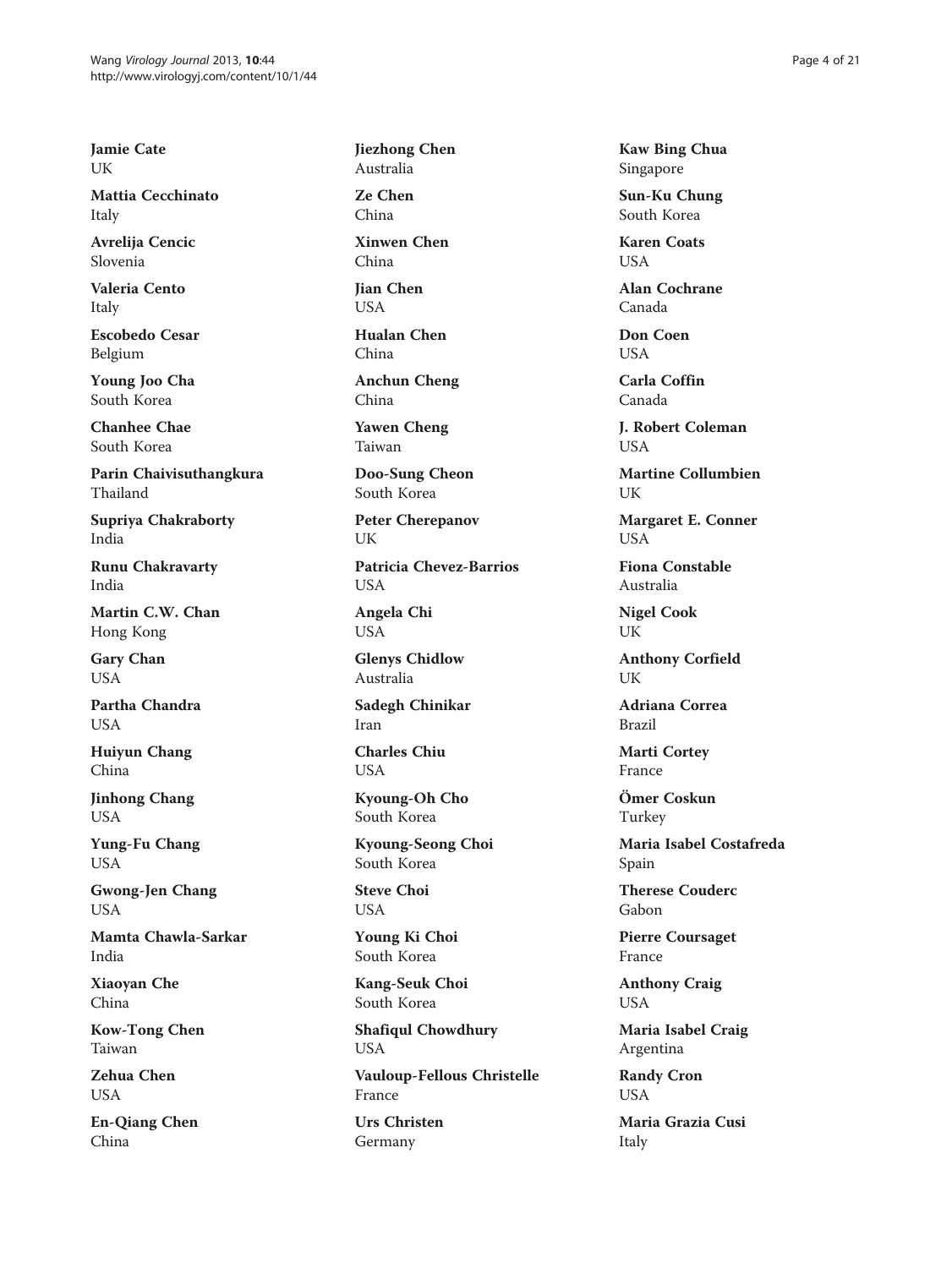**Jamie Cate**
UK

**Mattia Cecchinato**
Italy

**Avrelija Cencic**
Slovenia

**Valeria Cento**
Italy

**Escobedo Cesar**
Belgium

**Young Joo Cha**
South Korea

**Chanhee Chae**
South Korea

**Parin Chaivisuthangkura**
Thailand

**Supriya Chakraborty**
India

**Runu Chakravarty**
India

**Martin C.W. Chan**
Hong Kong

**Gary Chan**
USA

**Partha Chandra**
USA

**Huiyun Chang**
China

**Jinhong Chang**
USA

**Yung-Fu Chang**
USA

**Gwong-Jen Chang**
USA

**Mamta Chawla-Sarkar**
India

**Xiaoyan Che**
China

**Kow-Tong Chen**
Taiwan

**Zehua Chen**
USA

**En-Qiang Chen**
China

**Jiezhong Chen**
Australia

**Ze Chen**
China

**Xinwen Chen**
China

**Jian Chen**
USA

**Hualan Chen**
China

**Anchun Cheng**
China

**Yawen Cheng**
Taiwan

**Doo-Sung Cheon**
South Korea

**Peter Cherepanov**
UK

**Patricia Chevez-Barrios**
USA

**Angela Chi**
USA

**Glenys Chidlow**
Australia

**Sadegh Chinikar**
Iran

**Charles Chiu**
USA

**Kyoung-Oh Cho**
South Korea

**Kyoung-Seong Choi**
South Korea

**Steve Choi**
USA

**Young Ki Choi**
South Korea

**Kang-Seuk Choi**
South Korea

**Shafiqul Chowdhury**
USA

**Vauloup-Fellous Christelle**
France

**Urs Christen**
Germany

**Kaw Bing Chua**
Singapore

**Sun-Ku Chung**
South Korea

**Karen Coats**
USA

**Alan Cochrane**
Canada

**Don Coen**
USA

**Carla Coffin**
Canada

**J. Robert Coleman**
USA

**Martine Collumbien**
UK

**Margaret E. Conner**
USA

**Fiona Constable**
Australia

**Nigel Cook**
UK

**Anthony Corfield**
UK

**Adriana Correa**
Brazil

**Marti Cortey**
France

**Ömer Coskun**
Turkey

**Maria Isabel Costafreda**
Spain

**Therese Couderc**
Gabon

**Pierre Coursaget**
France

**Anthony Craig**
USA

**Maria Isabel Craig**
Argentina

**Randy Cron**
USA

**Maria Grazia Cusi**
Italy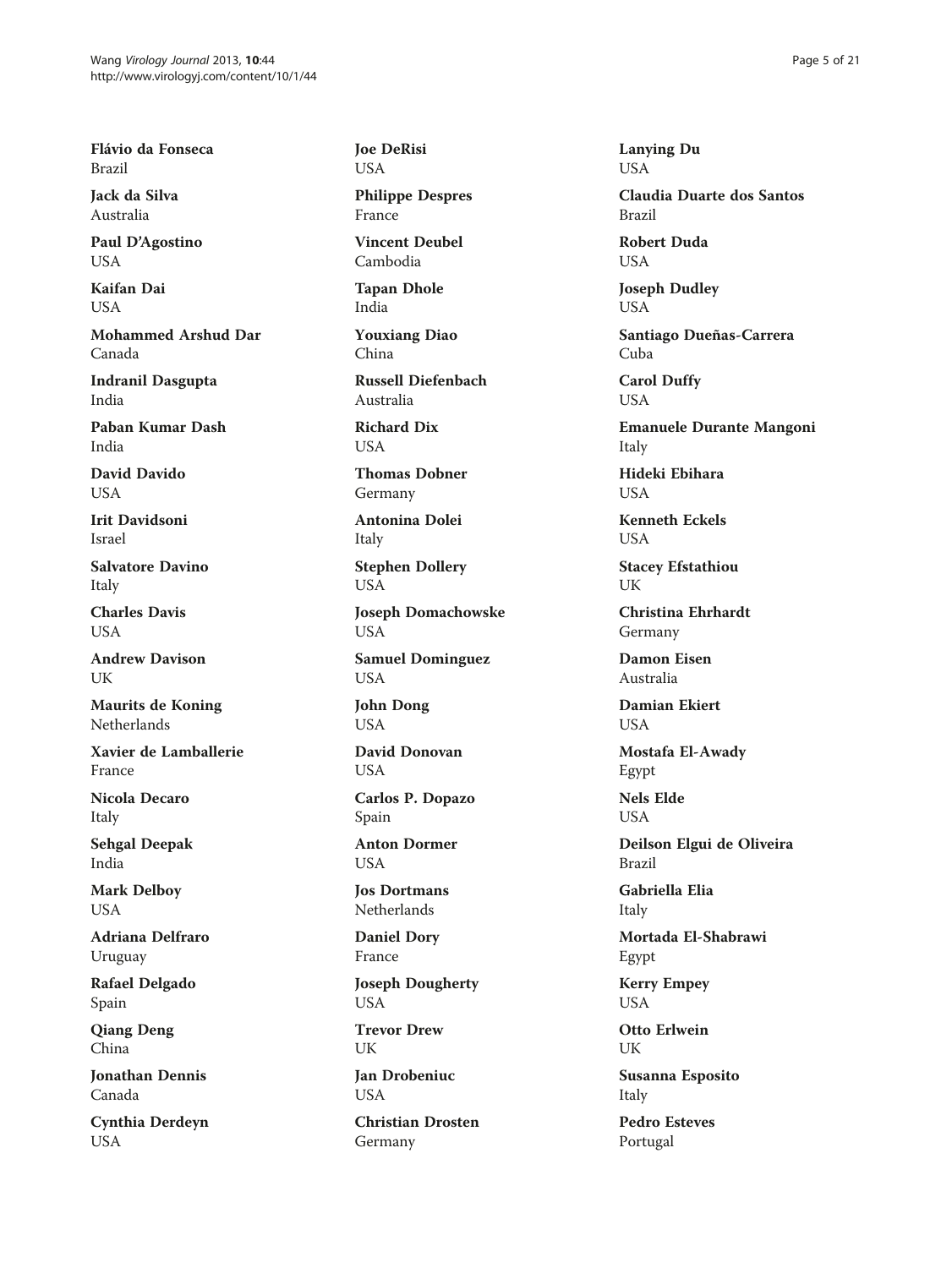**Flávio da Fonseca**
Brazil

**Jack da Silva**
Australia

**Paul D'Agostino**
USA

**Kaifan Dai**
USA

**Mohammed Arshud Dar**
Canada

**Indranil Dasgupta**
India

**Paban Kumar Dash**
India

**David Davido**
USA

**Irit Davidsoni**
Israel

**Salvatore Davino**
Italy

**Charles Davis**
USA

**Andrew Davison**
UK

**Maurits de Koning**
Netherlands

**Xavier de Lamballerie**
France

**Nicola Decaro**
Italy

**Sehgal Deepak**
India

**Mark Delboy**
USA

**Adriana Delfraro**
Uruguay

**Rafael Delgado**
Spain

**Qiang Deng**
China

**Jonathan Dennis**
Canada

**Cynthia Derdeyn**
USA

**Joe DeRisi**
USA

**Philippe Despres**
France

**Vincent Deubel**
Cambodia

**Tapan Dhole**
India

**Youxiang Diao**
China

**Russell Diefenbach**
Australia

**Richard Dix**
USA

**Thomas Dobner**
Germany

**Antonina Dolei**
Italy

**Stephen Dollery**
USA

**Joseph Domachowske**
USA

**Samuel Dominguez**
USA

**John Dong**
USA

**David Donovan**
USA

**Carlos P. Dopazo**
Spain

**Anton Dormer**
USA

**Jos Dortmans**
Netherlands

**Daniel Dory**
France

**Joseph Dougherty**
USA

**Trevor Drew**
UK

**Jan Drobeniuc**
USA

**Christian Drosten**
Germany

**Lanying Du**
USA

**Claudia Duarte dos Santos**
Brazil

**Robert Duda**
USA

**Joseph Dudley**
USA

**Santiago Dueñas-Carrera**
Cuba

**Carol Duffy**
USA

**Emanuele Durante Mangoni**
Italy

**Hideki Ebihara**
USA

**Kenneth Eckels**
USA

**Stacey Efstathiou**
UK

**Christina Ehrhardt**
Germany

**Damon Eisen**
Australia

**Damian Ekiert**
USA

**Mostafa El-Awady**
Egypt

**Nels Elde**
USA

**Deilson Elgui de Oliveira**
Brazil

**Gabriella Elia**
Italy

**Mortada El-Shabrawi**
Egypt

**Kerry Empey**
USA

**Otto Erlwein**
UK

**Susanna Esposito**
Italy

**Pedro Esteves**
Portugal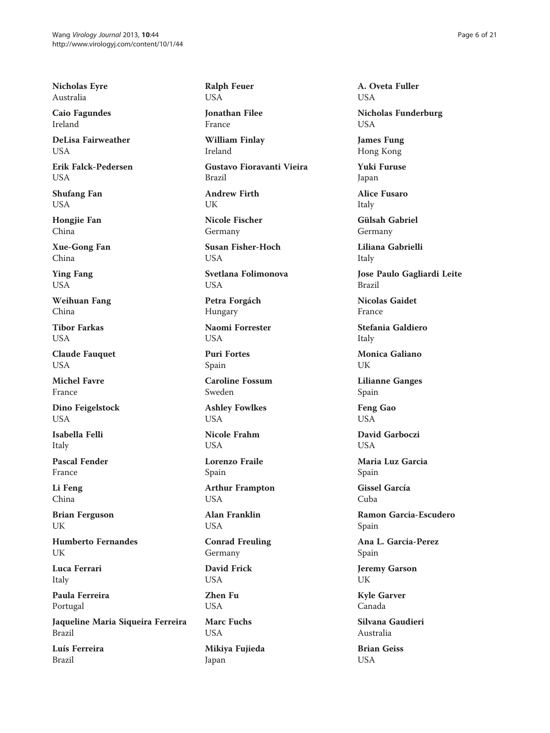**Nicholas Eyre**
Australia

**Caio Fagundes**
Ireland

**DeLisa Fairweather**
USA

**Erik Falck-Pedersen**
USA

**Shufang Fan**
USA

**Hongjie Fan**
China

**Xue-Gong Fan**
China

**Ying Fang**
USA

**Weihuan Fang**
China

**Tibor Farkas**
USA

**Claude Fauquet**
USA

**Michel Favre**
France

**Dino Feigelstock**
USA

**Isabella Felli**
Italy

**Pascal Fender**
France

**Li Feng**
China

**Brian Ferguson**
UK

**Humberto Fernandes**
UK

**Luca Ferrari**
Italy

**Paula Ferreira**
Portugal

**Jaqueline Maria Siqueira Ferreira**
Brazil

**Luís Ferreira**
Brazil

**Ralph Feuer**
USA

**Jonathan Filee**
France

**William Finlay**
Ireland

**Gustavo Fioravanti Vieira**
Brazil

**Andrew Firth**
UK

**Nicole Fischer**
Germany

**Susan Fisher-Hoch**
USA

**Svetlana Folimonova**
USA

**Petra Forgách**
Hungary

**Naomi Forrester**
USA

**Puri Fortes**
Spain

**Caroline Fossum**
Sweden

**Ashley Fowlkes**
USA

**Nicole Frahm**
USA

**Lorenzo Fraile**
Spain

**Arthur Frampton**
USA

**Alan Franklin**
USA

**Conrad Freuling**
Germany

**David Frick**
USA

**Zhen Fu**
USA

**Marc Fuchs**
USA

**Mikiya Fujieda**
Japan

**A. Oveta Fuller**
USA

**Nicholas Funderburg**
USA

**James Fung**
Hong Kong

**Yuki Furuse**
Japan

**Alice Fusaro**
Italy

**Gülsah Gabriel**
Germany

**Liliana Gabrielli**
Italy

**Jose Paulo Gagliardi Leite**
Brazil

**Nicolas Gaidet**
France

**Stefania Galdiero**
Italy

**Monica Galiano**
UK

**Lilianne Ganges**
Spain

**Feng Gao**
USA

**David Garboczi**
USA

**Maria Luz Garcia**
Spain

**Gissel García**
Cuba

**Ramon Garcia-Escudero**
Spain

**Ana L. Garcia-Perez**
Spain

**Jeremy Garson**
UK

**Kyle Garver**
Canada

**Silvana Gaudieri**
Australia

**Brian Geiss**
USA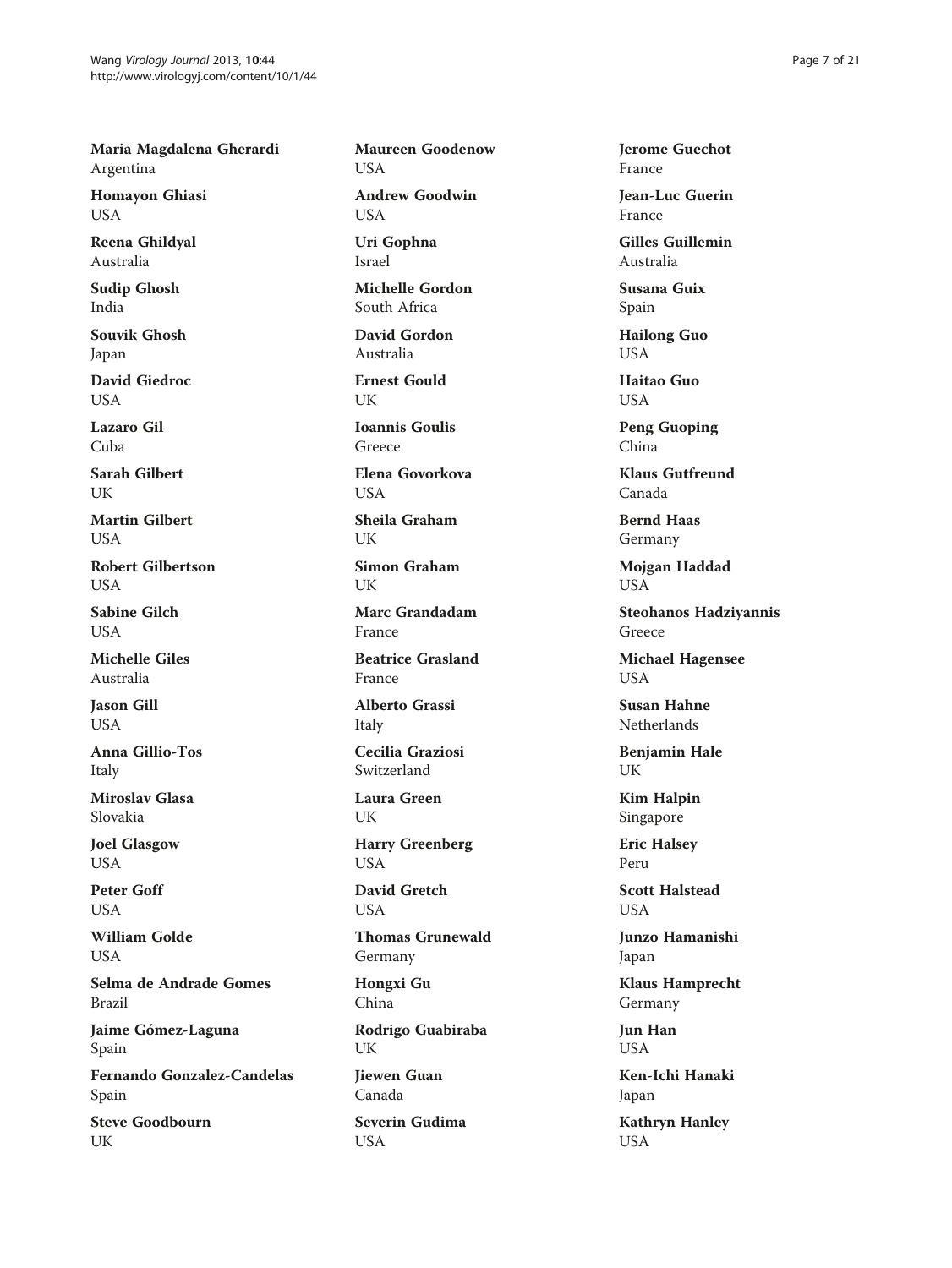**Maria Magdalena Gherardi**
Argentina

**Homayon Ghiasi**
USA

**Reena Ghildyal**
Australia

**Sudip Ghosh**
India

**Souvik Ghosh**
Japan

**David Giedroc**
USA

**Lazaro Gil**
Cuba

**Sarah Gilbert**
UK

**Martin Gilbert**
USA

**Robert Gilbertson**
USA

**Sabine Gilch**
USA

**Michelle Giles**
Australia

**Jason Gill**
USA

**Anna Gillio-Tos**
Italy

**Miroslav Glasa**
Slovakia

**Joel Glasgow**
USA

**Peter Goff**
USA

**William Golde**
USA

**Selma de Andrade Gomes**
Brazil

**Jaime Gómez-Laguna**
Spain

**Fernando Gonzalez-Candelas**
Spain

**Steve Goodbourn**
UK

**Maureen Goodenow**
USA

**Andrew Goodwin**
USA

**Uri Gophna**
Israel

**Michelle Gordon**
South Africa

**David Gordon**
Australia

**Ernest Gould**
UK

**Ioannis Goulis**
Greece

**Elena Govorkova**
USA

**Sheila Graham**
UK

**Simon Graham**
UK

**Marc Grandadam**
France

**Beatrice Grasland**
France

**Alberto Grassi**
Italy

**Cecilia Graziosi**
Switzerland

**Laura Green**
UK

**Harry Greenberg**
USA

**David Gretch**
USA

**Thomas Grunewald**
Germany

**Hongxi Gu**
China

**Rodrigo Guabiraba**
UK

**Jiewen Guan**
Canada

**Severin Gudima**
USA

**Jerome Guechot**
France

**Jean-Luc Guerin**
France

**Gilles Guillemin**
Australia

**Susana Guix**
Spain

**Hailong Guo**
USA

**Haitao Guo**
USA

**Peng Guoping**
China

**Klaus Gutfreund**
Canada

**Bernd Haas**
Germany

**Mojgan Haddad**
USA

**Steohanos Hadziyannis**
Greece

**Michael Hagensee**
USA

**Susan Hahne**
Netherlands

**Benjamin Hale**
UK

**Kim Halpin**
Singapore

**Eric Halsey**
Peru

**Scott Halstead**
USA

**Junzo Hamanishi**
Japan

**Klaus Hamprecht**
Germany

**Jun Han**
USA

**Ken-Ichi Hanaki**
Japan

**Kathryn Hanley**
USA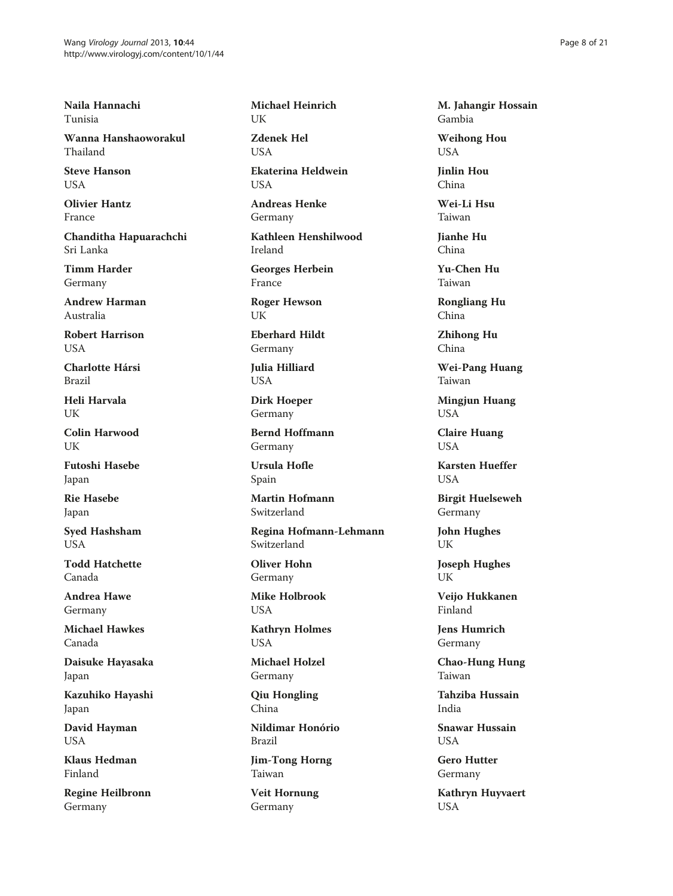**Naila Hannachi**
Tunisia

**Wanna Hanshaoworakul**
Thailand

**Steve Hanson**
USA

**Olivier Hantz**
France

**Chanditha Hapuarachchi**
Sri Lanka

**Timm Harder**
Germany

**Andrew Harman**
Australia

**Robert Harrison**
USA

**Charlotte Hársi**
Brazil

**Heli Harvala**
UK

**Colin Harwood**
UK

**Futoshi Hasebe**
Japan

**Rie Hasebe**
Japan

**Syed Hashsham**
USA

**Todd Hatchette**
Canada

**Andrea Hawe**
Germany

**Michael Hawkes**
Canada

**Daisuke Hayasaka**
Japan

**Kazuhiko Hayashi**
Japan

**David Hayman**
USA

**Klaus Hedman**
Finland

**Regine Heilbronn**
Germany

**Michael Heinrich**
UK

**Zdenek Hel**
USA

**Ekaterina Heldwein**
USA

**Andreas Henke**
Germany

**Kathleen Henshilwood**
Ireland

**Georges Herbein**
France

**Roger Hewson**
UK

**Eberhard Hildt**
Germany

**Julia Hilliard**
USA

**Dirk Hoeper**
Germany

**Bernd Hoffmann**
Germany

**Ursula Hofle**
Spain

**Martin Hofmann**
Switzerland

**Regina Hofmann-Lehmann**
Switzerland

**Oliver Hohn**
Germany

**Mike Holbrook**
USA

**Kathryn Holmes**
USA

**Michael Holzel**
Germany

**Qiu Hongling**
China

**Nildimar Honório**
Brazil

**Jim-Tong Horng**
Taiwan

**Veit Hornung**
Germany

**M. Jahangir Hossain**
Gambia

**Weihong Hou**
USA

**Jinlin Hou**
China

**Wei-Li Hsu**
Taiwan

**Jianhe Hu**
China

**Yu-Chen Hu**
Taiwan

**Rongliang Hu**
China

**Zhihong Hu**
China

**Wei-Pang Huang**
Taiwan

**Mingjun Huang**
USA

**Claire Huang**
USA

**Karsten Hueffer**
USA

**Birgit Huelseweh**
Germany

**John Hughes**
UK

**Joseph Hughes**
UK

**Veijo Hukkanen**
Finland

**Jens Humrich**
Germany

**Chao-Hung Hung**
Taiwan

**Tahziba Hussain**
India

**Snawar Hussain**
USA

**Gero Hutter**
Germany

**Kathryn Huyvaert**
USA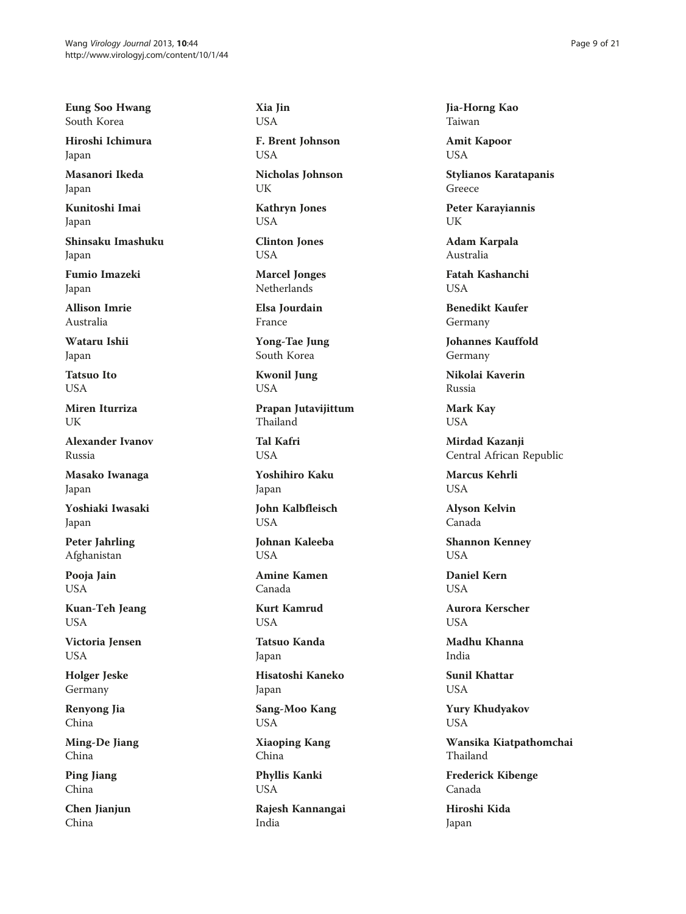**Eung Soo Hwang**
South Korea

**Hiroshi Ichimura**
Japan

**Masanori Ikeda**
Japan

**Kunitoshi Imai**
Japan

**Shinsaku Imashuku**
Japan

**Fumio Imazeki**
Japan

**Allison Imrie**
Australia

**Wataru Ishii**
Japan

**Tatsuo Ito**
USA

**Miren Iturriza**
UK

**Alexander Ivanov**
Russia

**Masako Iwanaga**
Japan

**Yoshiaki Iwasaki**
Japan

**Peter Jahrling**
Afghanistan

**Pooja Jain**
USA

**Kuan-Teh Jeang**
USA

**Victoria Jensen**
USA

**Holger Jeske**
Germany

**Renyong Jia**
China

**Ming-De Jiang**
China

**Ping Jiang**
China

**Chen Jianjun**
China

**Xia Jin**
USA

**F. Brent Johnson**
USA

**Nicholas Johnson**
UK

**Kathryn Jones**
USA

**Clinton Jones**
USA

**Marcel Jonges**
Netherlands

**Elsa Jourdain**
France

**Yong-Tae Jung**
South Korea

**Kwonil Jung**
USA

**Prapan Jutavijittum**
Thailand

**Tal Kafri**
USA

**Yoshihiro Kaku**
Japan

**John Kalbfleisch**
USA

**Johnan Kaleeba**
USA

**Amine Kamen**
Canada

**Kurt Kamrud**
USA

**Tatsuo Kanda**
Japan

**Hisatoshi Kaneko**
Japan

**Sang-Moo Kang**
USA

**Xiaoping Kang**
China

**Phyllis Kanki**
USA

**Rajesh Kannangai**
India

**Jia-Horng Kao**
Taiwan

**Amit Kapoor**
USA

**Stylianos Karatapanis**
Greece

**Peter Karayiannis**
UK

**Adam Karpala**
Australia

**Fatah Kashanchi**
USA

**Benedikt Kaufer**
Germany

**Johannes Kauffold**
Germany

**Nikolai Kaverin**
Russia

**Mark Kay**
USA

**Mirdad Kazanji**
Central African Republic

**Marcus Kehrli**
USA

**Alyson Kelvin**
Canada

**Shannon Kenney**
USA

**Daniel Kern**
USA

**Aurora Kerscher**
USA

**Madhu Khanna**
India

**Sunil Khattar**
USA

**Yury Khudyakov**
USA

**Wansika Kiatpathomchai**
Thailand

**Frederick Kibenge**
Canada

**Hiroshi Kida**
Japan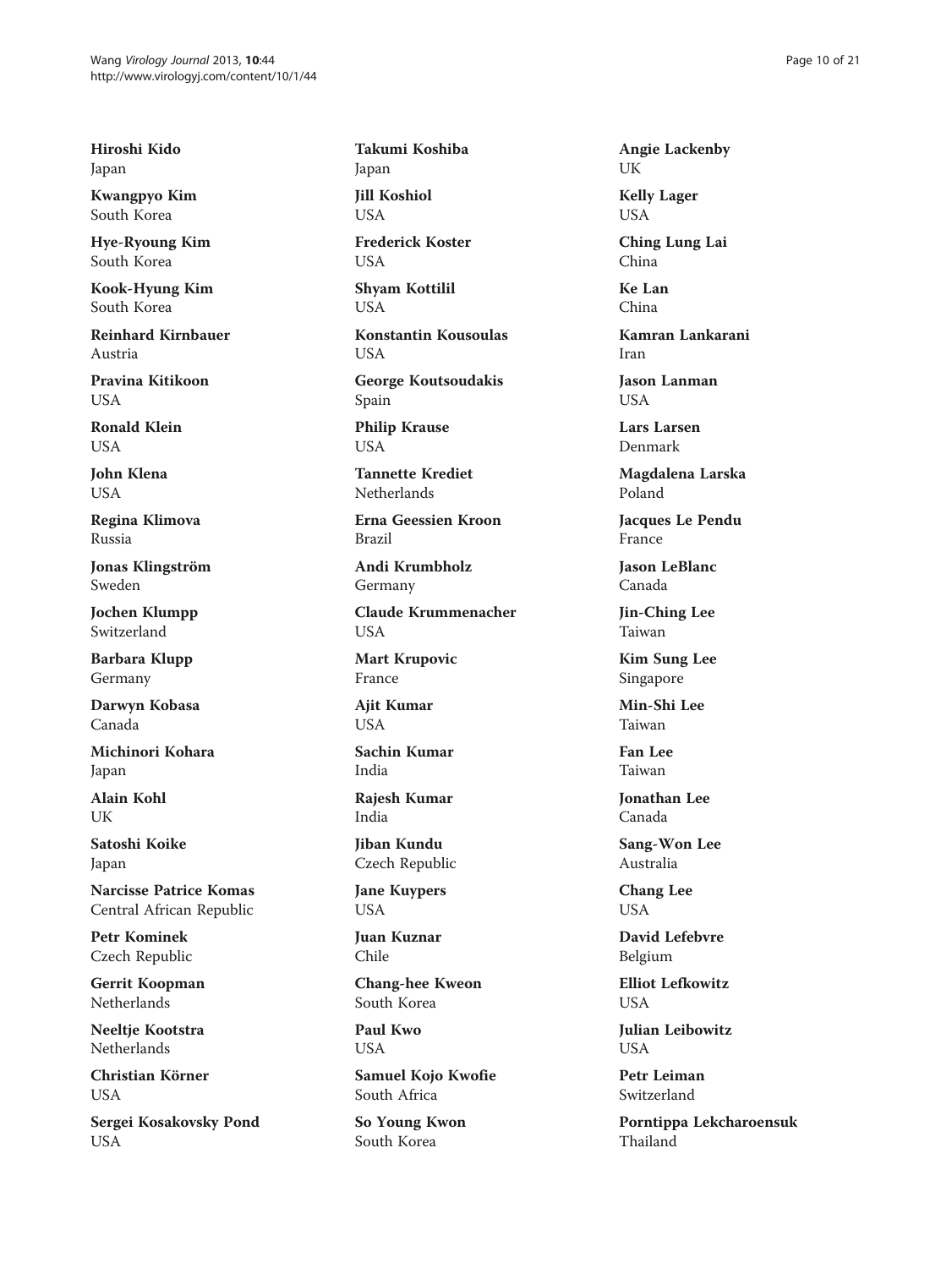**Hiroshi Kido**
Japan

**Kwangpyo Kim**
South Korea

**Hye-Ryoung Kim**
South Korea

**Kook-Hyung Kim**
South Korea

**Reinhard Kirnbauer**
Austria

**Pravina Kitikoon**
USA

**Ronald Klein**
USA

**John Klena**
USA

**Regina Klimova**
Russia

**Jonas Klingström**
Sweden

**Jochen Klumpp**
Switzerland

**Barbara Klupp**
Germany

**Darwyn Kobasa**
Canada

**Michinori Kohara**
Japan

**Alain Kohl**
UK

**Satoshi Koike**
Japan

**Narcisse Patrice Komas**
Central African Republic

**Petr Kominek**
Czech Republic

**Gerrit Koopman**
Netherlands

**Neeltje Kootstra**
Netherlands

**Christian Körner**
USA

**Sergei Kosakovsky Pond**
USA

**Takumi Koshiba**
Japan

**Jill Koshiol**
USA

**Frederick Koster**
USA

**Shyam Kottilil**
USA

**Konstantin Kousoulas**
USA

**George Koutsoudakis**
Spain

**Philip Krause**
USA

**Tannette Krediet**
Netherlands

**Erna Geessien Kroon**
Brazil

**Andi Krumbholz**
Germany

**Claude Krummenacher**
USA

**Mart Krupovic**
France

**Ajit Kumar**
USA

**Sachin Kumar**
India

**Rajesh Kumar**
India

**Jiban Kundu**
Czech Republic

**Jane Kuypers**
USA

**Juan Kuznar**
Chile

**Chang-hee Kweon**
South Korea

**Paul Kwo**
USA

**Samuel Kojo Kwofie**
South Africa

**So Young Kwon**
South Korea

**Angie Lackenby**
UK

**Kelly Lager**
USA

**Ching Lung Lai**
China

**Ke Lan**
China

**Kamran Lankarani**
Iran

**Jason Lanman**
USA

**Lars Larsen**
Denmark

**Magdalena Larska**
Poland

**Jacques Le Pendu**
France

**Jason LeBlanc**
Canada

**Jin-Ching Lee**
Taiwan

**Kim Sung Lee**
Singapore

**Min-Shi Lee**
Taiwan

**Fan Lee**
Taiwan

**Jonathan Lee**
Canada

**Sang-Won Lee**
Australia

**Chang Lee**
USA

**David Lefebvre**
Belgium

**Elliot Lefkowitz**
USA

**Julian Leibowitz**
USA

**Petr Leiman**
Switzerland

**Porntippa Lekcharoensuk**
Thailand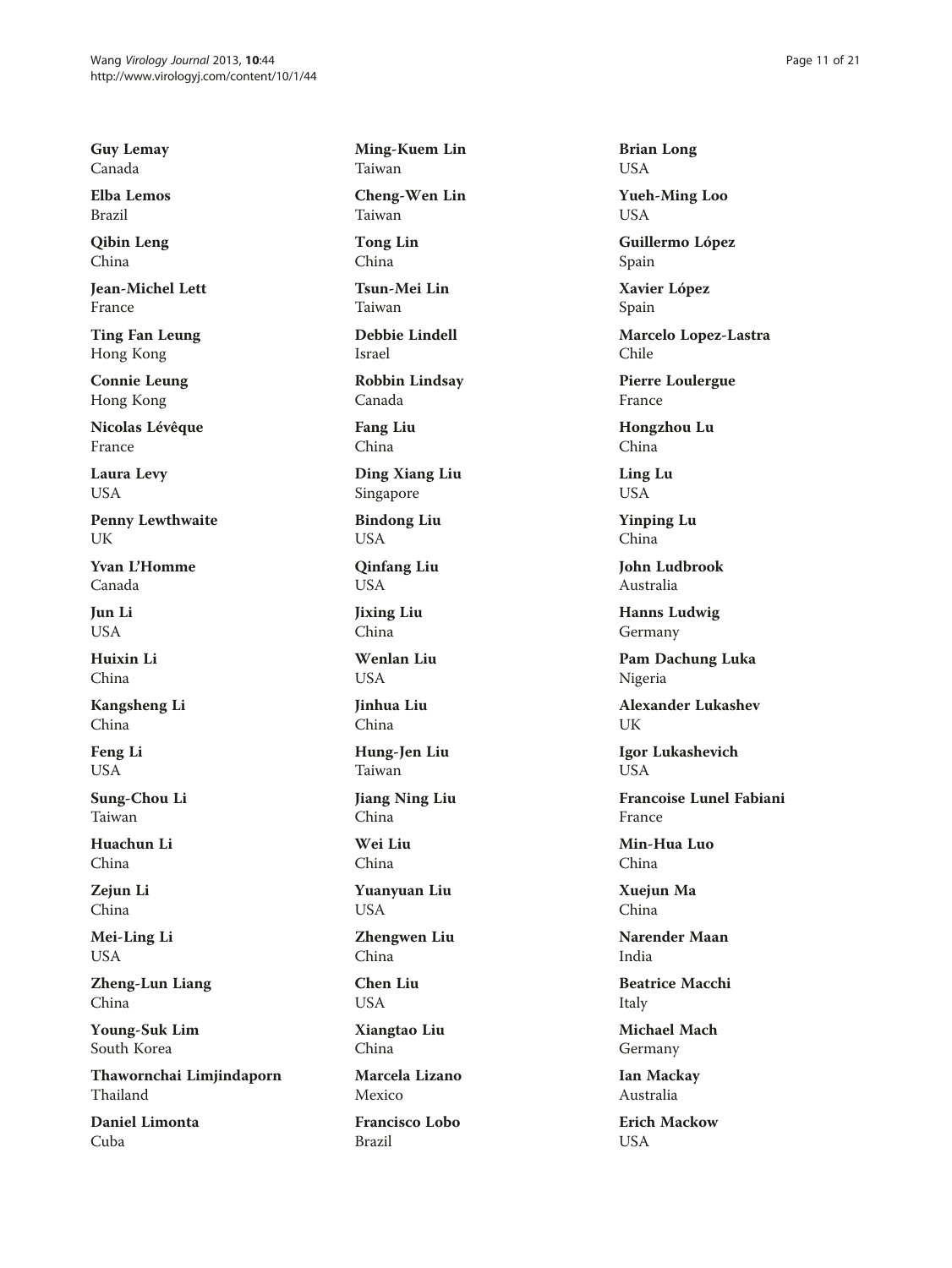**Guy Lemay**
Canada

**Elba Lemos**
Brazil

**Qibin Leng**
China

**Jean-Michel Lett**
France

**Ting Fan Leung**
Hong Kong

**Connie Leung**
Hong Kong

**Nicolas Lévêque**
France

**Laura Levy**
USA

**Penny Lewthwaite**
UK

**Yvan L'Homme**
Canada

**Jun Li**
USA

**Huixin Li**
China

**Kangsheng Li**
China

**Feng Li**
USA

**Sung-Chou Li**
Taiwan

**Huachun Li**
China

**Zejun Li**
China

**Mei-Ling Li**
USA

**Zheng-Lun Liang**
China

**Young-Suk Lim**
South Korea

**Thawornchai Limjindaporn**
Thailand

**Daniel Limonta**
Cuba

**Ming-Kuem Lin**
Taiwan

**Cheng-Wen Lin**
Taiwan

**Tong Lin**
China

**Tsun-Mei Lin**
Taiwan

**Debbie Lindell**
Israel

**Robbin Lindsay**
Canada

**Fang Liu**
China

**Ding Xiang Liu**
Singapore

**Bindong Liu**
USA

**Qinfang Liu**
USA

**Jixing Liu**
China

**Wenlan Liu**
USA

**Jinhua Liu**
China

**Hung-Jen Liu**
Taiwan

**Jiang Ning Liu**
China

**Wei Liu**
China

**Yuanyuan Liu**
USA

**Zhengwen Liu**
China

**Chen Liu**
USA

**Xiangtao Liu**
China

**Marcela Lizano**
Mexico

**Francisco Lobo**
Brazil

**Brian Long**
USA

**Yueh-Ming Loo**
USA

**Guillermo López**
Spain

**Xavier López**
Spain

**Marcelo Lopez-Lastra**
Chile

**Pierre Loulergue**
France

**Hongzhou Lu**
China

**Ling Lu**
USA

**Yinping Lu**
China

**John Ludbrook**
Australia

**Hanns Ludwig**
Germany

**Pam Dachung Luka**
Nigeria

**Alexander Lukashev**
UK

**Igor Lukashevich**
USA

**Francoise Lunel Fabiani**
France

**Min-Hua Luo**
China

**Xuejun Ma**
China

**Narender Maan**
India

**Beatrice Macchi**
Italy

**Michael Mach**
Germany

**Ian Mackay**
Australia

**Erich Mackow**
USA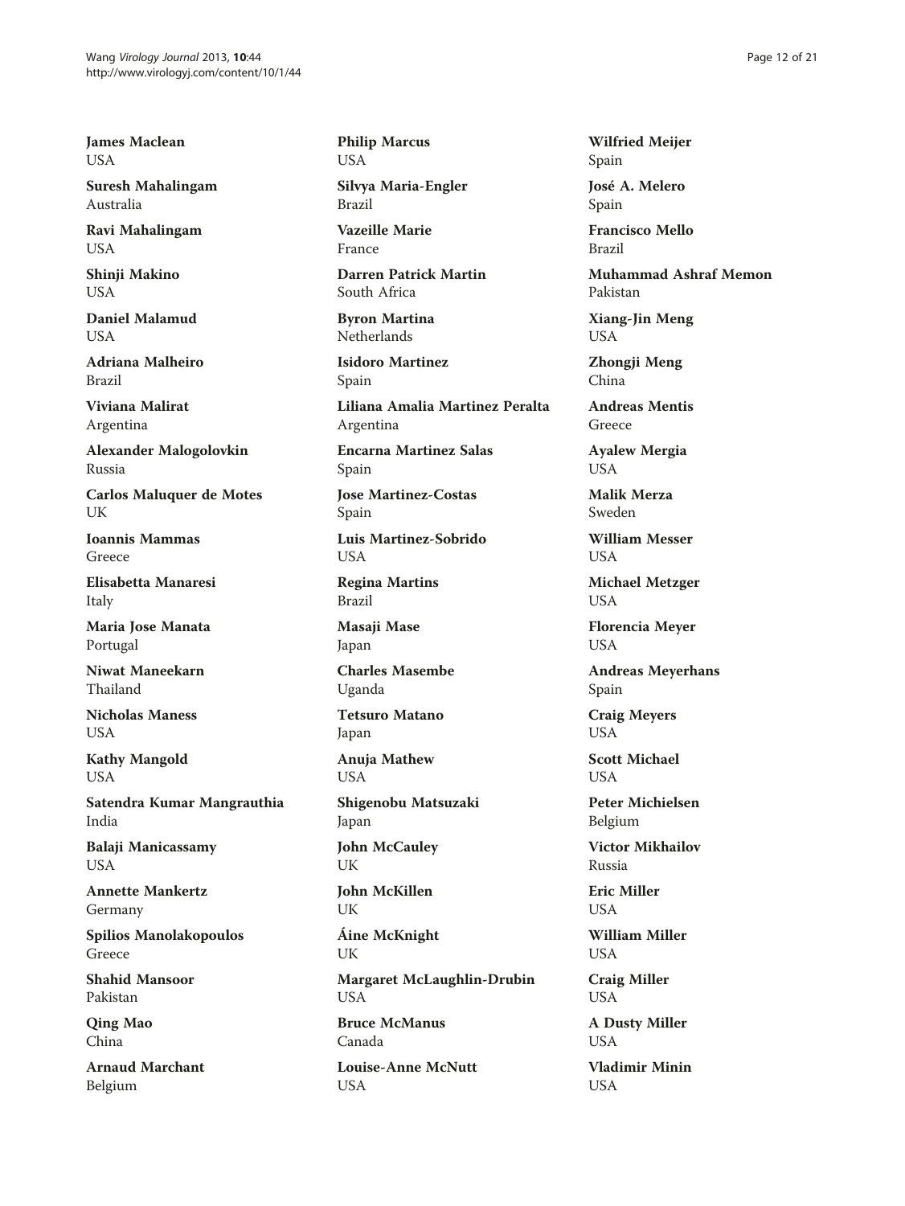**James Maclean**
USA

**Suresh Mahalingam**
Australia

**Ravi Mahalingam**
USA

**Shinji Makino**
USA

**Daniel Malamud**
USA

**Adriana Malheiro**
Brazil

**Viviana Malirat**
Argentina

**Alexander Malogolovkin**
Russia

**Carlos Maluquer de Motes**
UK

**Ioannis Mammas**
Greece

**Elisabetta Manaresi**
Italy

**Maria Jose Manata**
Portugal

**Niwat Maneekarn**
Thailand

**Nicholas Maness**
USA

**Kathy Mangold**
USA

**Satendra Kumar Mangrauthia**
India

**Balaji Manicassamy**
USA

**Annette Mankertz**
Germany

**Spilios Manolakopoulos**
Greece

**Shahid Mansoor**
Pakistan

**Qing Mao**
China

**Arnaud Marchant**
Belgium

**Philip Marcus**
USA

**Silvya Maria-Engler**
Brazil

**Vazeille Marie**
France

**Darren Patrick Martin**
South Africa

**Byron Martina**
Netherlands

**Isidoro Martinez**
Spain

**Liliana Amalia Martinez Peralta**
Argentina

**Encarna Martinez Salas**
Spain

**Jose Martinez-Costas**
Spain

**Luis Martinez-Sobrido**
USA

**Regina Martins**
Brazil

**Masaji Mase**
Japan

**Charles Masembe**
Uganda

**Tetsuro Matano**
Japan

**Anuja Mathew**
USA

**Shigenobu Matsuzaki**
Japan

**John McCauley**
UK

**John McKillen**
UK

**Áine McKnight**
UK

**Margaret McLaughlin-Drubin**
USA

**Bruce McManus**
Canada

**Louise-Anne McNutt**
USA

**Wilfried Meijer**
Spain

**José A. Melero**
Spain

**Francisco Mello**
Brazil

**Muhammad Ashraf Memon**
Pakistan

**Xiang-Jin Meng**
USA

**Zhongji Meng**
China

**Andreas Mentis**
Greece

**Ayalew Mergia**
USA

**Malik Merza**
Sweden

**William Messer**
USA

**Michael Metzger**
USA

**Florencia Meyer**
USA

**Andreas Meyerhans**
Spain

**Craig Meyers**
USA

**Scott Michael**
USA

**Peter Michielsen**
Belgium

**Victor Mikhailov**
Russia

**Eric Miller**
USA

**William Miller**
USA

**Craig Miller**
USA

**A Dusty Miller**
USA

**Vladimir Minin**
USA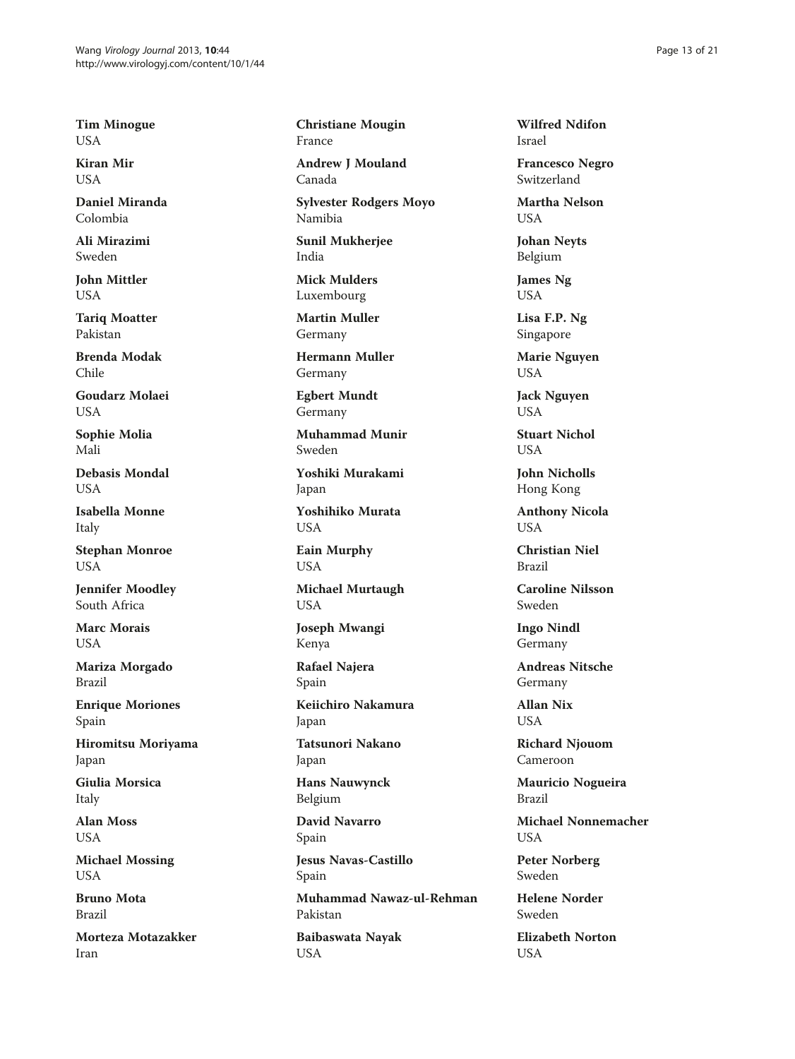**Tim Minogue**
USA

**Kiran Mir**
USA

**Daniel Miranda**
Colombia

**Ali Mirazimi**
Sweden

**John Mittler**
USA

**Tariq Moatter**
Pakistan

**Brenda Modak**
Chile

**Goudarz Molaei**
USA

**Sophie Molia**
Mali

**Debasis Mondal**
USA

**Isabella Monne**
Italy

**Stephan Monroe**
USA

**Jennifer Moodley**
South Africa

**Marc Morais**
USA

**Mariza Morgado**
Brazil

**Enrique Moriones**
Spain

**Hiromitsu Moriyama**
Japan

**Giulia Morsica**
Italy

**Alan Moss**
USA

**Michael Mossing**
USA

**Bruno Mota**
Brazil

**Morteza Motazakker**
Iran

**Christiane Mougin**
France

**Andrew J Mouland**
Canada

**Sylvester Rodgers Moyo**
Namibia

**Sunil Mukherjee**
India

**Mick Mulders**
Luxembourg

**Martin Muller**
Germany

**Hermann Muller**
Germany

**Egbert Mundt**
Germany

**Muhammad Munir**
Sweden

**Yoshiki Murakami**
Japan

**Yoshihiko Murata**
USA

**Eain Murphy**
USA

**Michael Murtaugh**
USA

**Joseph Mwangi**
Kenya

**Rafael Najera**
Spain

**Keiichiro Nakamura**
Japan

**Tatsunori Nakano**
Japan

**Hans Nauwynck**
Belgium

**David Navarro**
Spain

**Jesus Navas-Castillo**
Spain

**Muhammad Nawaz-ul-Rehman**
Pakistan

**Baibaswata Nayak**
USA

**Wilfred Ndifon**
Israel

**Francesco Negro**
Switzerland

**Martha Nelson**
USA

**Johan Neyts**
Belgium

**James Ng**
USA

**Lisa F.P. Ng**
Singapore

**Marie Nguyen**
USA

**Jack Nguyen**
USA

**Stuart Nichol**
USA

**John Nicholls**
Hong Kong

**Anthony Nicola**
USA

**Christian Niel**
Brazil

**Caroline Nilsson**
Sweden

**Ingo Nindl**
Germany

**Andreas Nitsche**
Germany

**Allan Nix**
USA

**Richard Njouom**
Cameroon

**Mauricio Nogueira**
Brazil

**Michael Nonnemacher**
USA

**Peter Norberg**
Sweden

**Helene Norder**
Sweden

**Elizabeth Norton**
USA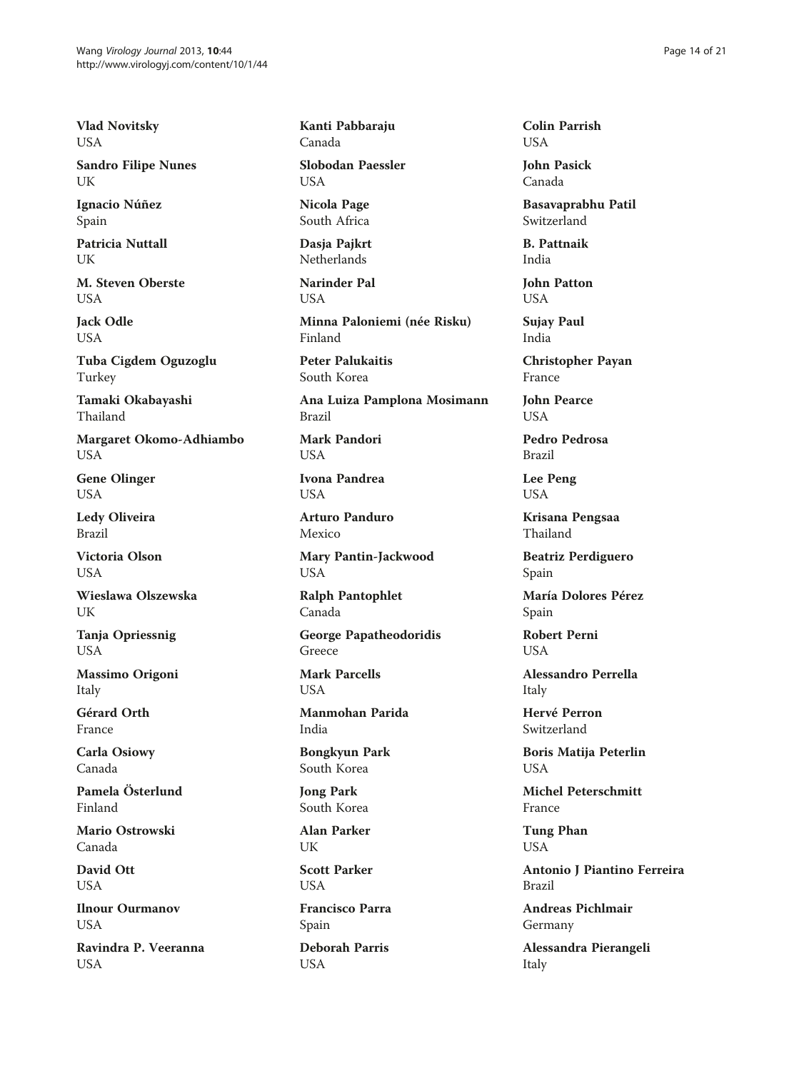**Vlad Novitsky**
USA

**Sandro Filipe Nunes**
UK

**Ignacio Núñez**
Spain

**Patricia Nuttall**
UK

**M. Steven Oberste**
USA

**Jack Odle**
USA

**Tuba Cigdem Oguzoglu**
Turkey

**Tamaki Okabayashi**
Thailand

**Margaret Okomo-Adhiambo**
USA

**Gene Olinger**
USA

**Ledy Oliveira**
Brazil

**Victoria Olson**
USA

**Wieslawa Olszewska**
UK

**Tanja Opriessnig**
USA

**Massimo Origoni**
Italy

**Gérard Orth**
France

**Carla Osiowy**
Canada

**Pamela Österlund**
Finland

**Mario Ostrowski**
Canada

**David Ott**
USA

**Ilnour Ourmanov**
USA

**Ravindra P. Veeranna**
USA

**Kanti Pabbaraju**
Canada

**Slobodan Paessler**
USA

**Nicola Page**
South Africa

**Dasja Pajkrt**
Netherlands

**Narinder Pal**
USA

**Minna Paloniemi (née Risku)**
Finland

**Peter Palukaitis**
South Korea

**Ana Luiza Pamplona Mosimann**
Brazil

**Mark Pandori**
USA

**Ivona Pandrea**
USA

**Arturo Panduro**
Mexico

**Mary Pantin-Jackwood**
USA

**Ralph Pantophlet**
Canada

**George Papatheodoridis**
Greece

**Mark Parcells**
USA

**Manmohan Parida**
India

**Bongkyun Park**
South Korea

**Jong Park**
South Korea

**Alan Parker**
UK

**Scott Parker**
USA

**Francisco Parra**
Spain

**Deborah Parris**
USA

**Colin Parrish**
USA

**John Pasick**
Canada

**Basavaprabhu Patil**
Switzerland

**B. Pattnaik**
India

**John Patton**
USA

**Sujay Paul**
India

**Christopher Payan**
France

**John Pearce**
USA

**Pedro Pedrosa**
Brazil

**Lee Peng**
USA

**Krisana Pengsaa**
Thailand

**Beatriz Perdiguero**
Spain

**María Dolores Pérez**
Spain

**Robert Perni**
USA

**Alessandro Perrella**
Italy

**Hervé Perron**
Switzerland

**Boris Matija Peterlin**
USA

**Michel Peterschmitt**
France

**Tung Phan**
USA

**Antonio J Piantino Ferreira**
Brazil

**Andreas Pichlmair**
Germany

**Alessandra Pierangeli**
Italy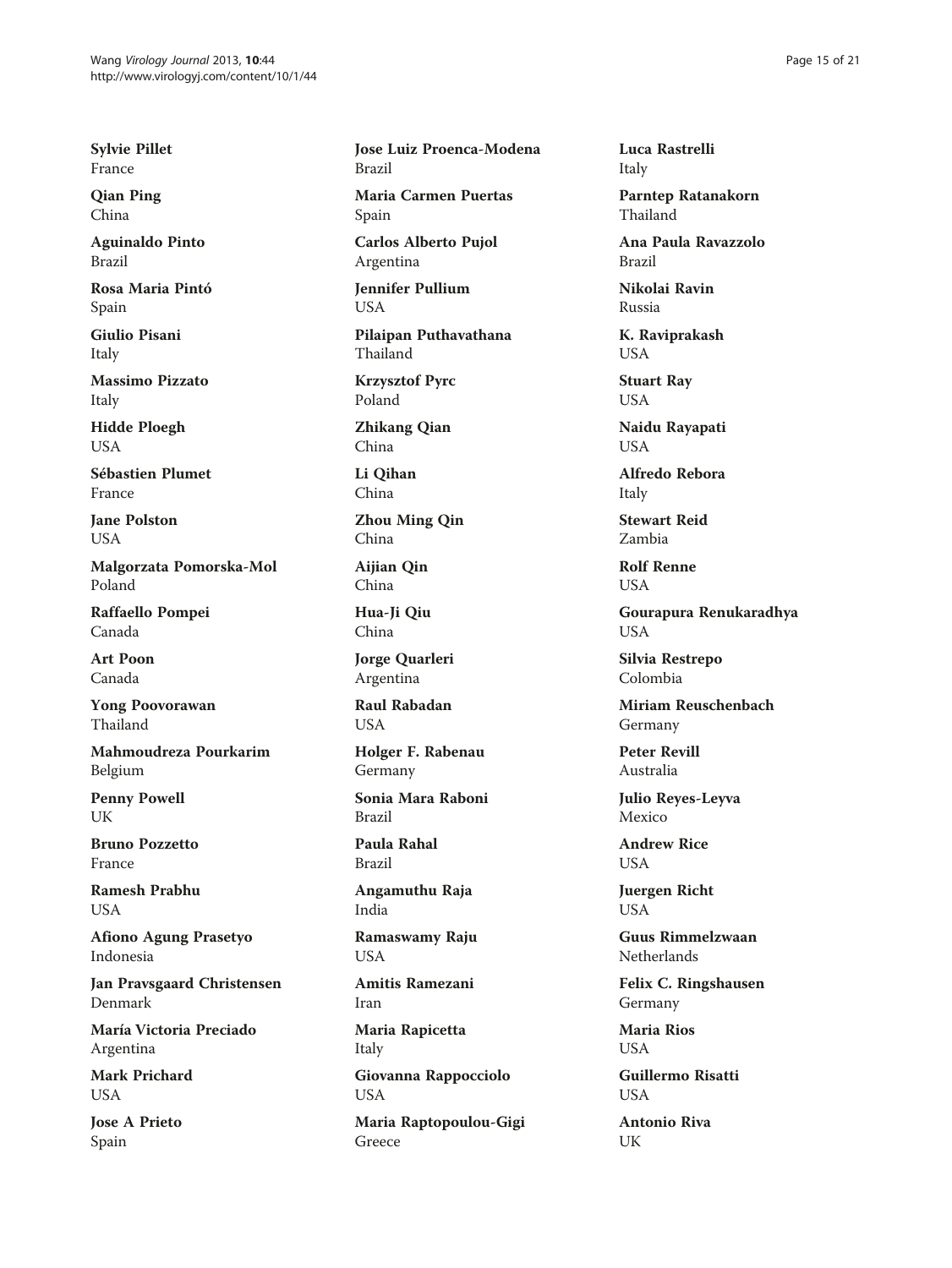**Sylvie Pillet**
France

**Qian Ping**
China

**Aguinaldo Pinto**
Brazil

**Rosa Maria Pintó**
Spain

**Giulio Pisani**
Italy

**Massimo Pizzato**
Italy

**Hidde Ploegh**
USA

**Sébastien Plumet**
France

**Jane Polston**
USA

**Malgorzata Pomorska-Mol**
Poland

**Raffaello Pompei**
Canada

**Art Poon**
Canada

**Yong Poovorawan**
Thailand

**Mahmoudreza Pourkarim**
Belgium

**Penny Powell**
UK

**Bruno Pozzetto**
France

**Ramesh Prabhu**
USA

**Afiono Agung Prasetyo**
Indonesia

**Jan Pravsgaard Christensen**
Denmark

**María Victoria Preciado**
Argentina

**Mark Prichard**
USA

**Jose A Prieto**
Spain

**Jose Luiz Proenca-Modena**
Brazil

**Maria Carmen Puertas**
Spain

**Carlos Alberto Pujol**
Argentina

**Jennifer Pullium**
USA

**Pilaipan Puthavathana**
Thailand

**Krzysztof Pyrc**
Poland

**Zhikang Qian**
China

**Li Qihan**
China

**Zhou Ming Qin**
China

**Aijian Qin**
China

**Hua-Ji Qiu**
China

**Jorge Quarleri**
Argentina

**Raul Rabadan**
USA

**Holger F. Rabenau**
Germany

**Sonia Mara Raboni**
Brazil

**Paula Rahal**
Brazil

**Angamuthu Raja**
India

**Ramaswamy Raju**
USA

**Amitis Ramezani**
Iran

**Maria Rapicetta**
Italy

**Giovanna Rappocciolo**
USA

**Maria Raptopoulou-Gigi**
Greece

**Luca Rastrelli**
Italy

**Parntep Ratanakorn**
Thailand

**Ana Paula Ravazzolo**
Brazil

**Nikolai Ravin**
Russia

**K. Raviprakash**
USA

**Stuart Ray**
USA

**Naidu Rayapati**
USA

**Alfredo Rebora**
Italy

**Stewart Reid**
Zambia

**Rolf Renne**
USA

**Gourapura Renukaradhya**
USA

**Silvia Restrepo**
Colombia

**Miriam Reuschenbach**
Germany

**Peter Revill**
Australia

**Julio Reyes-Leyva**
Mexico

**Andrew Rice**
USA

**Juergen Richt**
USA

**Guus Rimmelzwaan**
Netherlands

**Felix C. Ringshausen**
Germany

**Maria Rios**
USA

**Guillermo Risatti**
USA

**Antonio Riva**
UK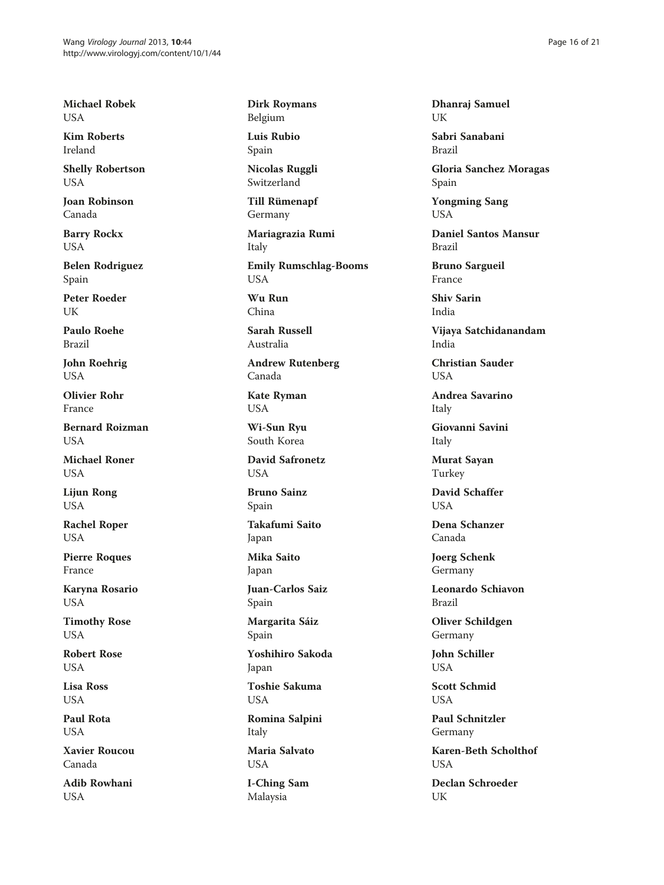**Michael Robek**
USA

**Kim Roberts**
Ireland

**Shelly Robertson**
USA

**Joan Robinson**
Canada

**Barry Rockx**
USA

**Belen Rodriguez**
Spain

**Peter Roeder**
UK

**Paulo Roehe**
Brazil

**John Roehrig**
USA

**Olivier Rohr**
France

**Bernard Roizman**
USA

**Michael Roner**
USA

**Lijun Rong**
USA

**Rachel Roper**
USA

**Pierre Roques**
France

**Karyna Rosario**
USA

**Timothy Rose**
USA

**Robert Rose**
USA

**Lisa Ross**
USA

**Paul Rota**
USA

**Xavier Roucou**
Canada

**Adib Rowhani**
USA

**Dirk Roymans**
Belgium

**Luis Rubio**
Spain

**Nicolas Ruggli**
Switzerland

**Till Rümenapf**
Germany

**Mariagrazia Rumi**
Italy

**Emily Rumschlag-Booms**
USA

**Wu Run**
China

**Sarah Russell**
Australia

**Andrew Rutenberg**
Canada

**Kate Ryman**
USA

**Wi-Sun Ryu**
South Korea

**David Safronetz**
USA

**Bruno Sainz**
Spain

**Takafumi Saito**
Japan

**Mika Saito**
Japan

**Juan-Carlos Saiz**
Spain

**Margarita Sáiz**
Spain

**Yoshihiro Sakoda**
Japan

**Toshie Sakuma**
USA

**Romina Salpini**
Italy

**Maria Salvato**
USA

**I-Ching Sam**
Malaysia

**Dhanraj Samuel**
UK

**Sabri Sanabani**
Brazil

**Gloria Sanchez Moragas**
Spain

**Yongming Sang**
USA

**Daniel Santos Mansur**
Brazil

**Bruno Sargueil**
France

**Shiv Sarin**
India

**Vijaya Satchidanandam**
India

**Christian Sauder**
USA

**Andrea Savarino**
Italy

**Giovanni Savini**
Italy

**Murat Sayan**
Turkey

**David Schaffer**
USA

**Dena Schanzer**
Canada

**Joerg Schenk**
Germany

**Leonardo Schiavon**
Brazil

**Oliver Schildgen**
Germany

**John Schiller**
USA

**Scott Schmid**
USA

**Paul Schnitzler**
Germany

**Karen-Beth Scholthof**
USA

**Declan Schroeder**
UK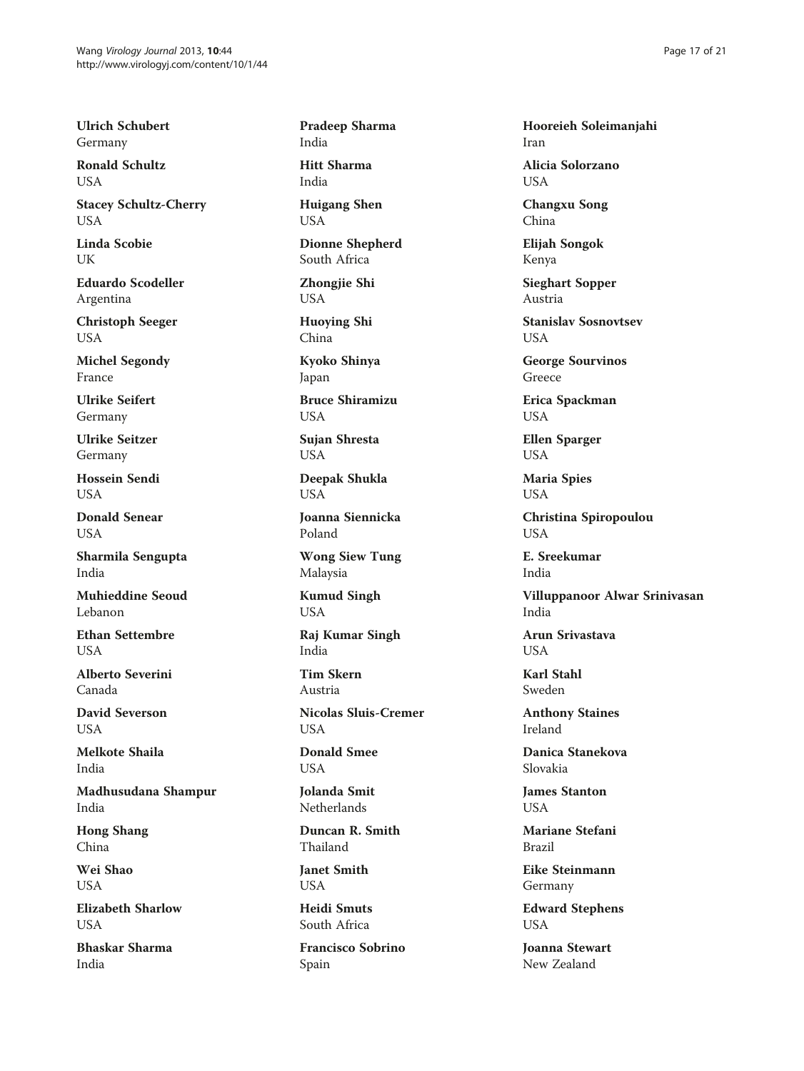**Ulrich Schubert**
Germany

**Ronald Schultz**
USA

**Stacey Schultz-Cherry**
USA

**Linda Scobie**
UK

**Eduardo Scodeller**
Argentina

**Christoph Seeger**
USA

**Michel Segondy**
France

**Ulrike Seifert**
Germany

**Ulrike Seitzer**
Germany

**Hossein Sendi**
USA

**Donald Senear**
USA

**Sharmila Sengupta**
India

**Muhieddine Seoud**
Lebanon

**Ethan Settembre**
USA

**Alberto Severini**
Canada

**David Severson**
USA

**Melkote Shaila**
India

**Madhusudana Shampur**
India

**Hong Shang**
China

**Wei Shao**
USA

**Elizabeth Sharlow**
USA

**Bhaskar Sharma**
India

**Pradeep Sharma**
India

**Hitt Sharma**
India

**Huigang Shen**
USA

**Dionne Shepherd**
South Africa

**Zhongjie Shi**
USA

**Huoying Shi**
China

**Kyoko Shinya**
Japan

**Bruce Shiramizu**
USA

**Sujan Shresta**
USA

**Deepak Shukla**
USA

**Joanna Siennicka**
Poland

**Wong Siew Tung**
Malaysia

**Kumud Singh**
USA

**Raj Kumar Singh**
India

**Tim Skern**
Austria

**Nicolas Sluis-Cremer**
USA

**Donald Smee**
USA

**Jolanda Smit**
Netherlands

**Duncan R. Smith**
Thailand

**Janet Smith**
USA

**Heidi Smuts**
South Africa

**Francisco Sobrino**
Spain

**Hooreieh Soleimanjahi**
Iran

**Alicia Solorzano**
USA

**Changxu Song**
China

**Elijah Songok**
Kenya

**Sieghart Sopper**
Austria

**Stanislav Sosnovtsev**
USA

**George Sourvinos**
Greece

**Erica Spackman**
USA

**Ellen Sparger**
USA

**Maria Spies**
USA

**Christina Spiropoulou**
USA

**E. Sreekumar**
India

**Villuppanoor Alwar Srinivasan**
India

**Arun Srivastava**
USA

**Karl Stahl**
Sweden

**Anthony Staines**
Ireland

**Danica Stanekova**
Slovakia

**James Stanton**
USA

**Mariane Stefani**
Brazil

**Eike Steinmann**
Germany

**Edward Stephens**
USA

**Joanna Stewart**
New Zealand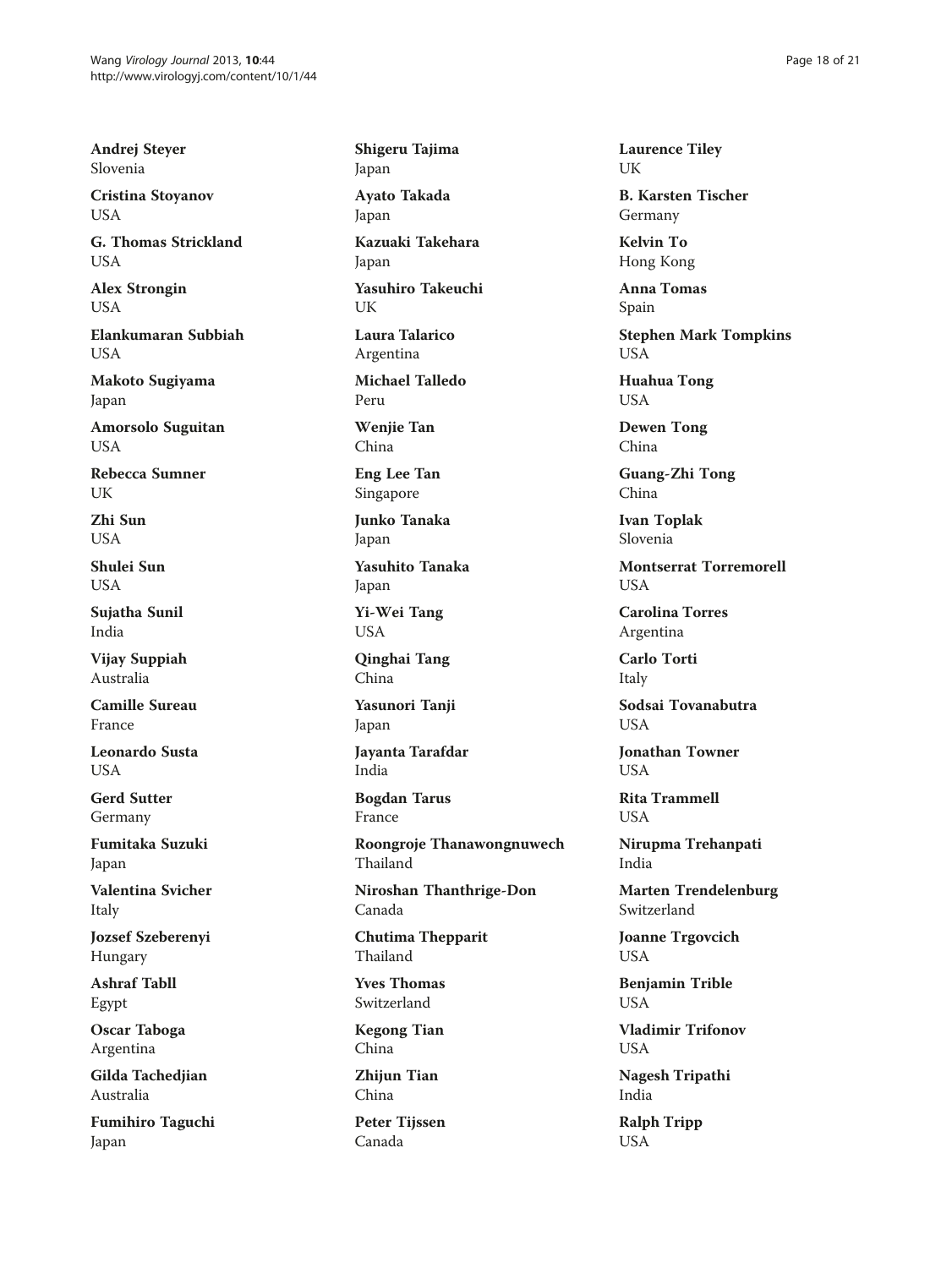**Andrej Steyer**
Slovenia

**Cristina Stoyanov**
USA

**G. Thomas Strickland**
USA

**Alex Strongin**
USA

**Elankumaran Subbiah**
USA

**Makoto Sugiyama**
Japan

**Amorsolo Suguitan**
USA

**Rebecca Sumner**
UK

**Zhi Sun**
USA

**Shulei Sun**
USA

**Sujatha Sunil**
India

**Vijay Suppiah**
Australia

**Camille Sureau**
France

**Leonardo Susta**
USA

**Gerd Sutter**
Germany

**Fumitaka Suzuki**
Japan

**Valentina Svicher**
Italy

**Jozsef Szeberenyi**
Hungary

**Ashraf Tabll**
Egypt

**Oscar Taboga**
Argentina

**Gilda Tachedjian**
Australia

**Fumihiro Taguchi**
Japan

**Shigeru Tajima**
Japan

**Ayato Takada**
Japan

**Kazuaki Takehara**
Japan

**Yasuhiro Takeuchi**
UK

**Laura Talarico**
Argentina

**Michael Talledo**
Peru

**Wenjie Tan**
China

**Eng Lee Tan**
Singapore

**Junko Tanaka**
Japan

**Yasuhito Tanaka**
Japan

**Yi-Wei Tang**
USA

**Qinghai Tang**
China

**Yasunori Tanji**
Japan

**Jayanta Tarafdar**
India

**Bogdan Tarus**
France

**Roongroje Thanawongnuwech**
Thailand

**Niroshan Thanthrige-Don**
Canada

**Chutima Thepparit**
Thailand

**Yves Thomas**
Switzerland

**Kegong Tian**
China

**Zhijun Tian**
China

**Peter Tijssen**
Canada

**Laurence Tiley**
UK

**B. Karsten Tischer**
Germany

**Kelvin To**
Hong Kong

**Anna Tomas**
Spain

**Stephen Mark Tompkins**
USA

**Huahua Tong**
USA

**Dewen Tong**
China

**Guang-Zhi Tong**
China

**Ivan Toplak**
Slovenia

**Montserrat Torremorell**
USA

**Carolina Torres**
Argentina

**Carlo Torti**
Italy

**Sodsai Tovanabutra**
USA

**Jonathan Towner**
USA

**Rita Trammell**
USA

**Nirupma Trehanpati**
India

**Marten Trendelenburg**
Switzerland

**Joanne Trgovcich**
USA

**Benjamin Trible**
USA

**Vladimir Trifonov**
USA

**Nagesh Tripathi**
India

**Ralph Tripp**
USA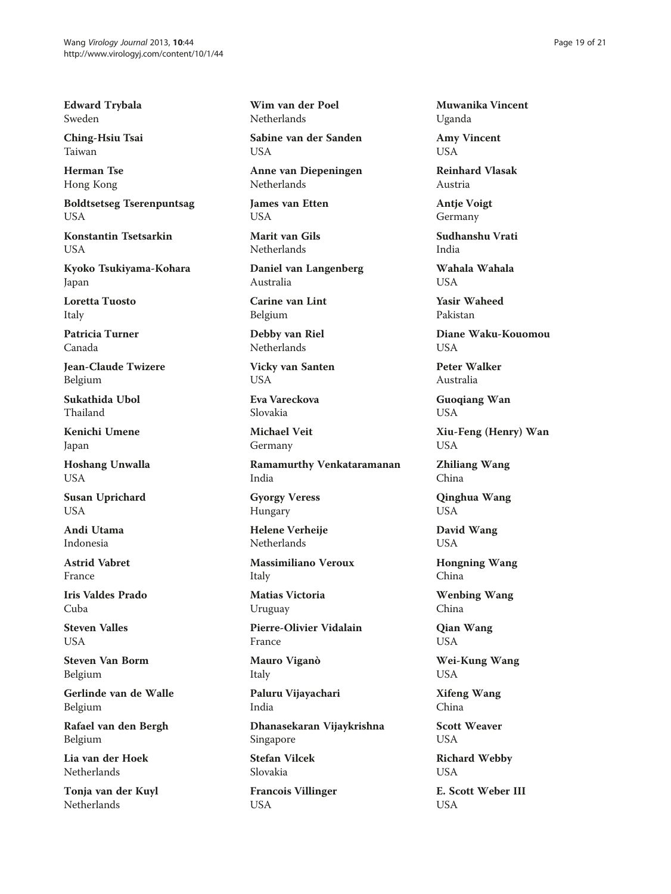**Edward Trybala**
Sweden

**Ching-Hsiu Tsai**
Taiwan

**Herman Tse**
Hong Kong

**Boldtsetseg Tserenpuntsag**
USA

**Konstantin Tsetsarkin**
USA

**Kyoko Tsukiyama-Kohara**
Japan

**Loretta Tuosto**
Italy

**Patricia Turner**
Canada

**Jean-Claude Twizere**
Belgium

**Sukathida Ubol**
Thailand

**Kenichi Umene**
Japan

**Hoshang Unwalla**
USA

**Susan Uprichard**
USA

**Andi Utama**
Indonesia

**Astrid Vabret**
France

**Iris Valdes Prado**
Cuba

**Steven Valles**
USA

**Steven Van Borm**
Belgium

**Gerlinde van de Walle**
Belgium

**Rafael van den Bergh**
Belgium

**Lia van der Hoek**
Netherlands

**Tonja van der Kuyl**
Netherlands

**Wim van der Poel**
Netherlands

**Sabine van der Sanden**
USA

**Anne van Diepeningen**
Netherlands

**James van Etten**
USA

**Marit van Gils**
Netherlands

**Daniel van Langenberg**
Australia

**Carine van Lint**
Belgium

**Debby van Riel**
Netherlands

**Vicky van Santen**
USA

**Eva Vareckova**
Slovakia

**Michael Veit**
Germany

**Ramamurthy Venkataramanan**
India

**Gyorgy Veress**
Hungary

**Helene Verheije**
Netherlands

**Massimiliano Veroux**
Italy

**Matias Victoria**
Uruguay

**Pierre-Olivier Vidalain**
France

**Mauro Viganò**
Italy

**Paluru Vijayachari**
India

**Dhanasekaran Vijaykrishna**
Singapore

**Stefan Vilcek**
Slovakia

**Francois Villinger**
USA

**Muwanika Vincent**
Uganda

**Amy Vincent**
USA

**Reinhard Vlasak**
Austria

**Antje Voigt**
Germany

**Sudhanshu Vrati**
India

**Wahala Wahala**
USA

**Yasir Waheed**
Pakistan

**Diane Waku-Kouomou**
USA

**Peter Walker**
Australia

**Guoqiang Wan**
USA

**Xiu-Feng (Henry) Wan**
USA

**Zhiliang Wang**
China

**Qinghua Wang**
USA

**David Wang**
USA

**Hongning Wang**
China

**Wenbing Wang**
China

**Qian Wang**
USA

**Wei-Kung Wang**
USA

**Xifeng Wang**
China

**Scott Weaver**
USA

**Richard Webby**
USA

**E. Scott Weber III**
USA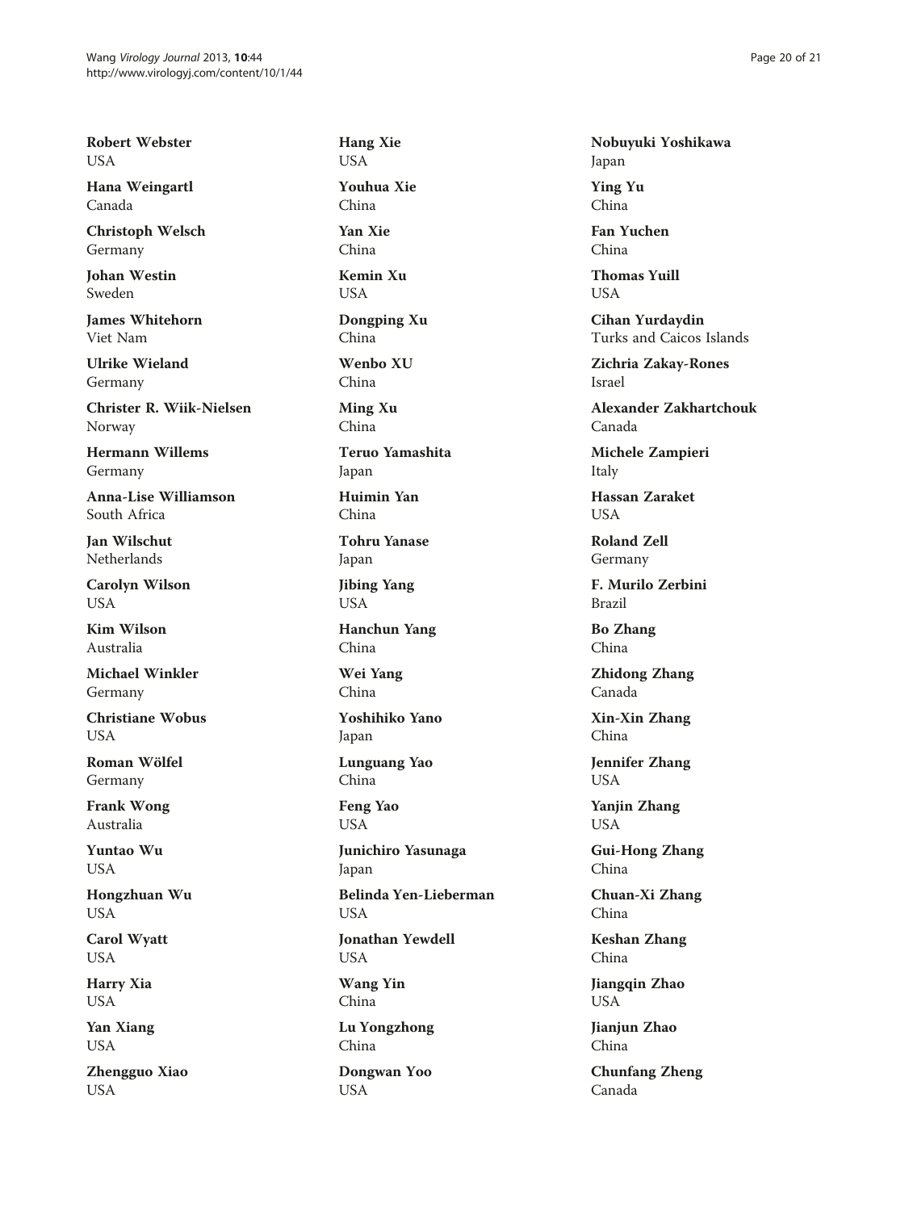**Robert Webster**
USA

**Hana Weingartl**
Canada

**Christoph Welsch**
Germany

**Johan Westin**
Sweden

**James Whitehorn**
Viet Nam

**Ulrike Wieland**
Germany

**Christer R. Wiik-Nielsen**
Norway

**Hermann Willems**
Germany

**Anna-Lise Williamson**
South Africa

**Jan Wilschut**
Netherlands

**Carolyn Wilson**
USA

**Kim Wilson**
Australia

**Michael Winkler**
Germany

**Christiane Wobus**
USA

**Roman Wölfel**
Germany

**Frank Wong**
Australia

**Yuntao Wu**
USA

**Hongzhuan Wu**
USA

**Carol Wyatt**
USA

**Harry Xia**
USA

**Yan Xiang**
USA

**Zhengguo Xiao**
USA

**Hang Xie**
USA

**Youhua Xie**
China

**Yan Xie**
China

**Kemin Xu**
USA

**Dongping Xu**
China

**Wenbo XU**
China

**Ming Xu**
China

**Teruo Yamashita**
Japan

**Huimin Yan**
China

**Tohru Yanase**
Japan

**Jibing Yang**
USA

**Hanchun Yang**
China

**Wei Yang**
China

**Yoshihiko Yano**
Japan

**Lunguang Yao**
China

**Feng Yao**
USA

**Junichiro Yasunaga**
Japan

**Belinda Yen-Lieberman**
USA

**Jonathan Yewdell**
USA

**Wang Yin**
China

**Lu Yongzhong**
China

**Dongwan Yoo**
USA

**Nobuyuki Yoshikawa**
Japan

**Ying Yu**
China

**Fan Yuchen**
China

**Thomas Yuill**
USA

**Cihan Yurdaydin**
Turks and Caicos Islands

**Zichria Zakay-Rones**
Israel

**Alexander Zakhartchouk**
Canada

**Michele Zampieri**
Italy

**Hassan Zaraket**
USA

**Roland Zell**
Germany

**F. Murilo Zerbini**
Brazil

**Bo Zhang**
China

**Zhidong Zhang**
Canada

**Xin-Xin Zhang**
China

**Jennifer Zhang**
USA

**Yanjin Zhang**
USA

**Gui-Hong Zhang**
China

**Chuan-Xi Zhang**
China

**Keshan Zhang**
China

**Jiangqin Zhao**
USA

**Jianjun Zhao**
China

**Chunfang Zheng**
Canada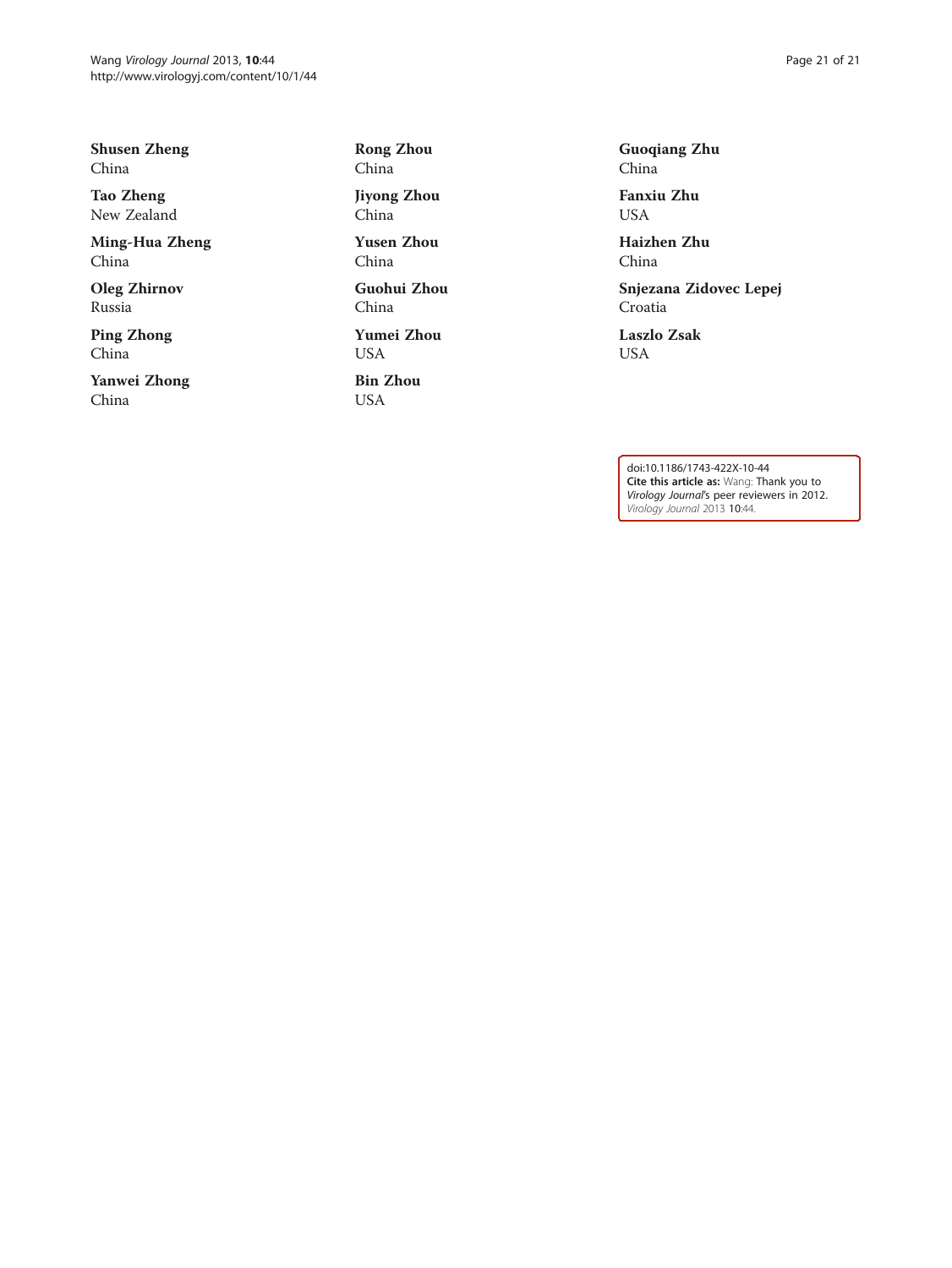**Shusen Zheng**
China

**Tao Zheng**
New Zealand

**Ming-Hua Zheng**
China

**Oleg Zhirnov**
Russia

**Ping Zhong**
China

**Yanwei Zhong**
China

**Rong Zhou**
China

**Jiyong Zhou**
China

**Yusen Zhou**
China

**Guohui Zhou**
China

**Yumei Zhou**
USA

**Bin Zhou**
USA

**Guoqiang Zhu**
China

**Fanxiu Zhu**
USA

**Haizhen Zhu**
China

**Snjezana Zidovec Lepej**
Croatia

**Laszlo Zsak**
USA

doi:10.1186/1743-422X-10-44
**Cite this article as:** Wang: Thank you to *Virology Journal*'s peer reviewers in 2012. *Virology Journal* 2013 **10**:44.